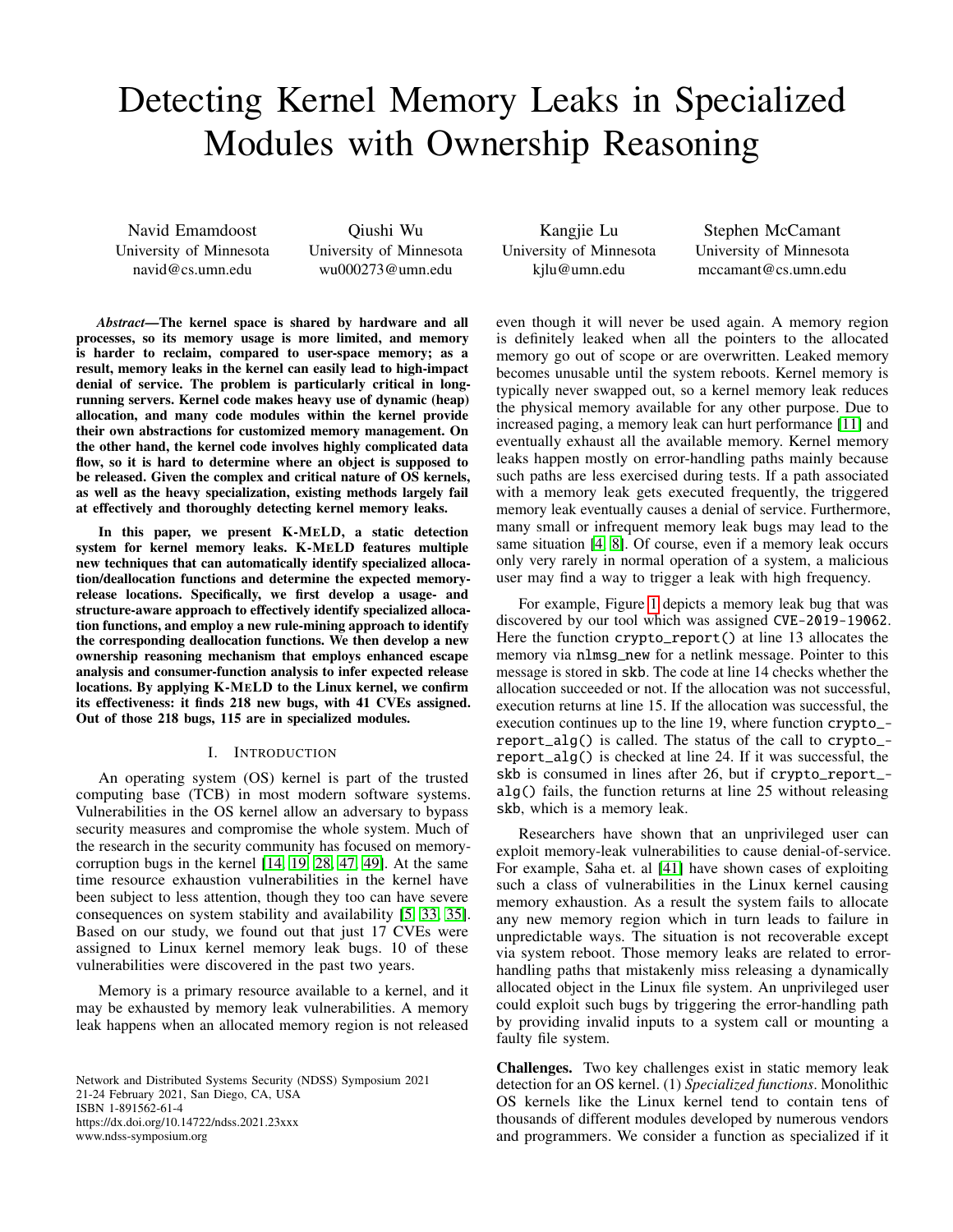# Detecting Kernel Memory Leaks in Specialized Modules with Ownership Reasoning

Navid Emamdoost
University of Minnesota
navid@cs.umn.edu

Qiushi Wu
University of Minnesota
wu000273@umn.edu

Kangjie Lu
University of Minnesota
kjlu@umn.edu

Stephen McCamant
University of Minnesota
mccamant@cs.umn.edu

***Abstract*—The kernel space is shared by hardware and all processes, so its memory usage is more limited, and memory is harder to reclaim, compared to user-space memory; as a result, memory leaks in the kernel can easily lead to high-impact denial of service. The problem is particularly critical in long-running servers. Kernel code makes heavy use of dynamic (heap) allocation, and many code modules within the kernel provide their own abstractions for customized memory management. On the other hand, the kernel code involves highly complicated data flow, so it is hard to determine where an object is supposed to be released. Given the complex and critical nature of OS kernels, as well as the heavy specialization, existing methods largely fail at effectively and thoroughly detecting kernel memory leaks.**

**In this paper, we present K-MELD, a static detection system for kernel memory leaks. K-MELD features multiple new techniques that can automatically identify specialized allocation/deallocation functions and determine the expected memory-release locations. Specifically, we first develop a usage- and structure-aware approach to effectively identify specialized allocation functions, and employ a new rule-mining approach to identify the corresponding deallocation functions. We then develop a new ownership reasoning mechanism that employs enhanced escape analysis and consumer-function analysis to infer expected release locations. By applying K-MELD to the Linux kernel, we confirm its effectiveness: it finds 218 new bugs, with 41 CVEs assigned. Out of those 218 bugs, 115 are in specialized modules.**

## I. Introduction

An operating system (OS) kernel is part of the trusted computing base (TCB) in most modern software systems. Vulnerabilities in the OS kernel allow an adversary to bypass security measures and compromise the whole system. Much of the research in the security community has focused on memory-corruption bugs in the kernel [14, 19, 28, 47, 49]. At the same time resource exhaustion vulnerabilities in the kernel have been subject to less attention, though they too can have severe consequences on system stability and availability [5, 33, 35]. Based on our study, we found out that just 17 CVEs were assigned to Linux kernel memory leak bugs. 10 of these vulnerabilities were discovered in the past two years.

Memory is a primary resource available to a kernel, and it may be exhausted by memory leak vulnerabilities. A memory leak happens when an allocated memory region is not released even though it will never be used again. A memory region is definitely leaked when all the pointers to the allocated memory go out of scope or are overwritten. Leaked memory becomes unusable until the system reboots. Kernel memory is typically never swapped out, so a kernel memory leak reduces the physical memory available for any other purpose. Due to increased paging, a memory leak can hurt performance [11] and eventually exhaust all the available memory. Kernel memory leaks happen mostly on error-handling paths mainly because such paths are less exercised during tests. If a path associated with a memory leak gets executed frequently, the triggered memory leak eventually causes a denial of service. Furthermore, many small or infrequent memory leak bugs may lead to the same situation [4, 8]. Of course, even if a memory leak occurs only very rarely in normal operation of a system, a malicious user may find a way to trigger a leak with high frequency.

For example, Figure 1 depicts a memory leak bug that was discovered by our tool which was assigned CVE-2019-19062. Here the function `crypto_report()` at line 13 allocates the memory via `nlmsg_new` for a netlink message. Pointer to this message is stored in `skb`. The code at line 14 checks whether the allocation succeeded or not. If the allocation was not successful, execution returns at line 15. If the allocation was successful, the execution continues up to the line 19, where function `crypto_report_alg()` is called. The status of the call to `crypto_report_alg()` is checked at line 24. If it was successful, the `skb` is consumed in lines after 26, but if `crypto_report_alg()` fails, the function returns at line 25 without releasing `skb`, which is a memory leak.

Researchers have shown that an unprivileged user can exploit memory-leak vulnerabilities to cause denial-of-service. For example, Saha et. al [41] have shown cases of exploiting such a class of vulnerabilities in the Linux kernel causing memory exhaustion. As a result the system fails to allocate any new memory region which in turn leads to failure in unpredictable ways. The situation is not recoverable except via system reboot. Those memory leaks are related to error-handling paths that mistakenly miss releasing a dynamically allocated object in the Linux file system. An unprivileged user could exploit such bugs by triggering the error-handling path by providing invalid inputs to a system call or mounting a faulty file system.

**Challenges.** Two key challenges exist in static memory leak detection for an OS kernel. (1) *Specialized functions*. Monolithic OS kernels like the Linux kernel tend to contain tens of thousands of different modules developed by numerous vendors and programmers. We consider a function as specialized if it

Network and Distributed Systems Security (NDSS) Symposium 2021
21-24 February 2021, San Diego, CA, USA
ISBN 1-891562-61-4
https://dx.doi.org/10.14722/ndss.2021.23xxx
www.ndss-symposium.org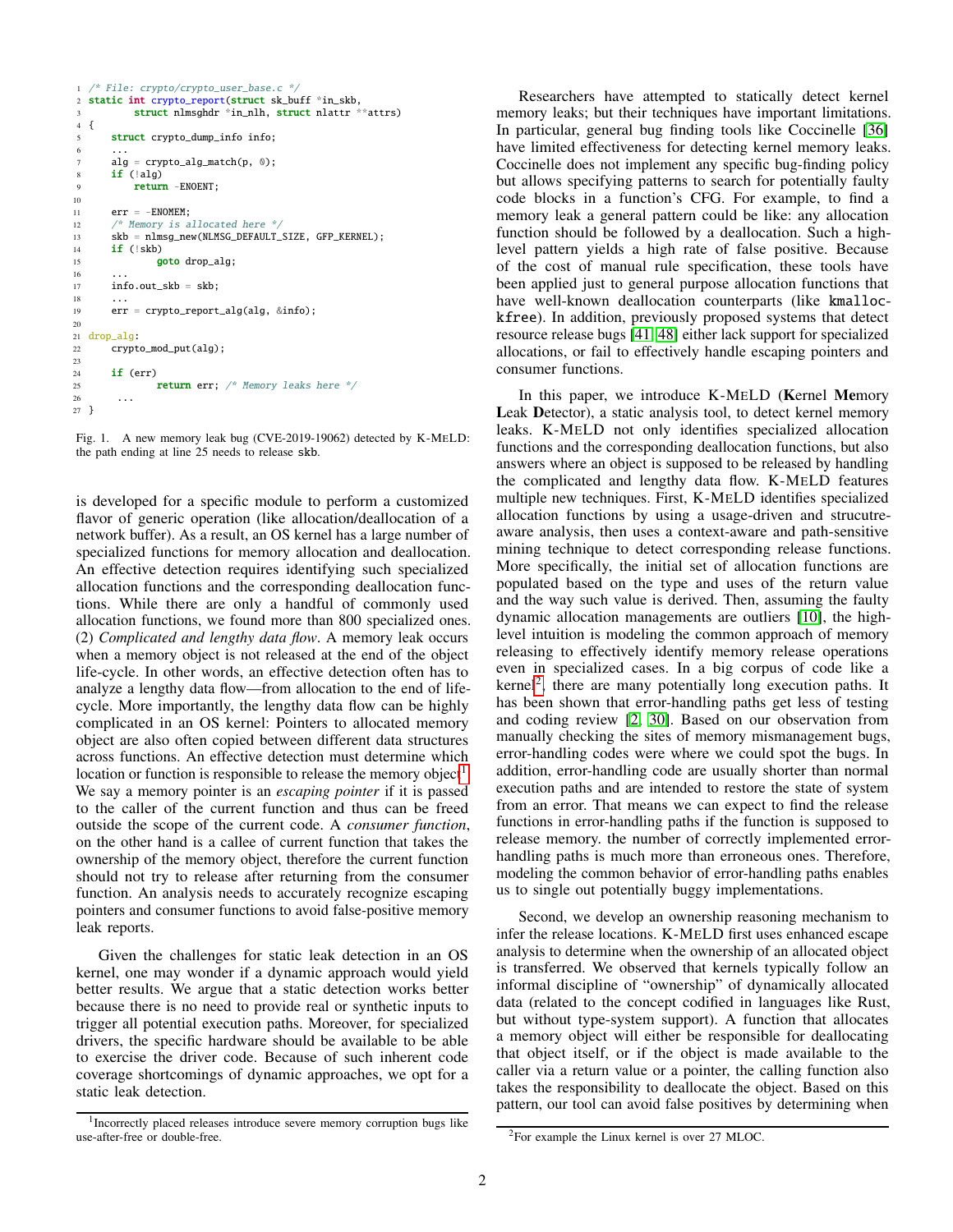```c
/* File: crypto/crypto_user_base.c */
static int crypto_report(struct sk_buff *in_skb,
        struct nlmsghdr *in_nlh, struct nlattr **attrs)
{
    struct crypto_dump_info info;
    ...
    alg = crypto_alg_match(p, 0);
    if (!alg)
        return -ENOENT;

    err = -ENOMEM;
    /* Memory is allocated here */
    skb = nlmsg_new(NLMSG_DEFAULT_SIZE, GFP_KERNEL);
    if (!skb)
            goto drop_alg;
    ...
    info.out_skb = skb;
    ...
    err = crypto_report_alg(alg, &info);

drop_alg:
    crypto_mod_put(alg);

    if (err)
            return err; /* Memory leaks here */
     ...
}
```

Fig. 1. A new memory leak bug (CVE-2019-19062) detected by K-MELD: the path ending at line 25 needs to release skb.

is developed for a specific module to perform a customized flavor of generic operation (like allocation/deallocation of a network buffer). As a result, an OS kernel has a large number of specialized functions for memory allocation and deallocation. An effective detection requires identifying such specialized allocation functions and the corresponding deallocation functions. While there are only a handful of commonly used allocation functions, we found more than 800 specialized ones. (2) *Complicated and lengthy data flow*. A memory leak occurs when a memory object is not released at the end of the object life-cycle. In other words, an effective detection often has to analyze a lengthy data flow—from allocation to the end of life-cycle. More importantly, the lengthy data flow can be highly complicated in an OS kernel: Pointers to allocated memory object are also often copied between different data structures across functions. An effective detection must determine which location or function is responsible to release the memory object[1]. We say a memory pointer is an *escaping pointer* if it is passed to the caller of the current function and thus can be freed outside the scope of the current code. A *consumer function*, on the other hand is a callee of current function that takes the ownership of the memory object, therefore the current function should not try to release after returning from the consumer function. An analysis needs to accurately recognize escaping pointers and consumer functions to avoid false-positive memory leak reports.

Given the challenges for static leak detection in an OS kernel, one may wonder if a dynamic approach would yield better results. We argue that a static detection works better because there is no need to provide real or synthetic inputs to trigger all potential execution paths. Moreover, for specialized drivers, the specific hardware should be available to be able to exercise the driver code. Because of such inherent code coverage shortcomings of dynamic approaches, we opt for a static leak detection.

Researchers have attempted to statically detect kernel memory leaks; but their techniques have important limitations. In particular, general bug finding tools like Coccinelle [36] have limited effectiveness for detecting kernel memory leaks. Coccinelle does not implement any specific bug-finding policy but allows specifying patterns to search for potentially faulty code blocks in a function's CFG. For example, to find a memory leak a general pattern could be like: any allocation function should be followed by a deallocation. Such a high-level pattern yields a high rate of false positive. Because of the cost of manual rule specification, these tools have been applied just to general purpose allocation functions that have well-known deallocation counterparts (like kmalloc-kfree). In addition, previously proposed systems that detect resource release bugs [41] [48] either lack support for specialized allocations, or fail to effectively handle escaping pointers and consumer functions.

In this paper, we introduce K-MELD (**K**ernel **Me**mory **L**eak **D**etector), a static analysis tool, to detect kernel memory leaks. K-MELD not only identifies specialized allocation functions and the corresponding deallocation functions, but also answers where an object is supposed to be released by handling the complicated and lengthy data flow. K-MELD features multiple new techniques. First, K-MELD identifies specialized allocation functions by using a usage-driven and strucutre-aware analysis, then uses a context-aware and path-sensitive mining technique to detect corresponding release functions. More specifically, the initial set of allocation functions are populated based on the type and uses of the return value and the way such value is derived. Then, assuming the faulty dynamic allocation managements are outliers [10], the high-level intuition is modeling the common approach of memory releasing to effectively identify memory release operations even in specialized cases. In a big corpus of code like a kernel[2], there are many potentially long execution paths. It has been shown that error-handling paths get less of testing and coding review [2, 30]. Based on our observation from manually checking the sites of memory mismanagement bugs, error-handling codes were where we could spot the bugs. In addition, error-handling code are usually shorter than normal execution paths and are intended to restore the state of system from an error. That means we can expect to find the release functions in error-handling paths if the function is supposed to release memory. the number of correctly implemented error-handling paths is much more than erroneous ones. Therefore, modeling the common behavior of error-handling paths enables us to single out potentially buggy implementations.

Second, we develop an ownership reasoning mechanism to infer the release locations. K-MELD first uses enhanced escape analysis to determine when the ownership of an allocated object is transferred. We observed that kernels typically follow an informal discipline of "ownership" of dynamically allocated data (related to the concept codified in languages like Rust, but without type-system support). A function that allocates a memory object will either be responsible for deallocating that object itself, or if the object is made available to the caller via a return value or a pointer, the calling function also takes the responsibility to deallocate the object. Based on this pattern, our tool can avoid false positives by determining when

[1] Incorrectly placed releases introduce severe memory corruption bugs like use-after-free or double-free.

[2] For example the Linux kernel is over 27 MLOC.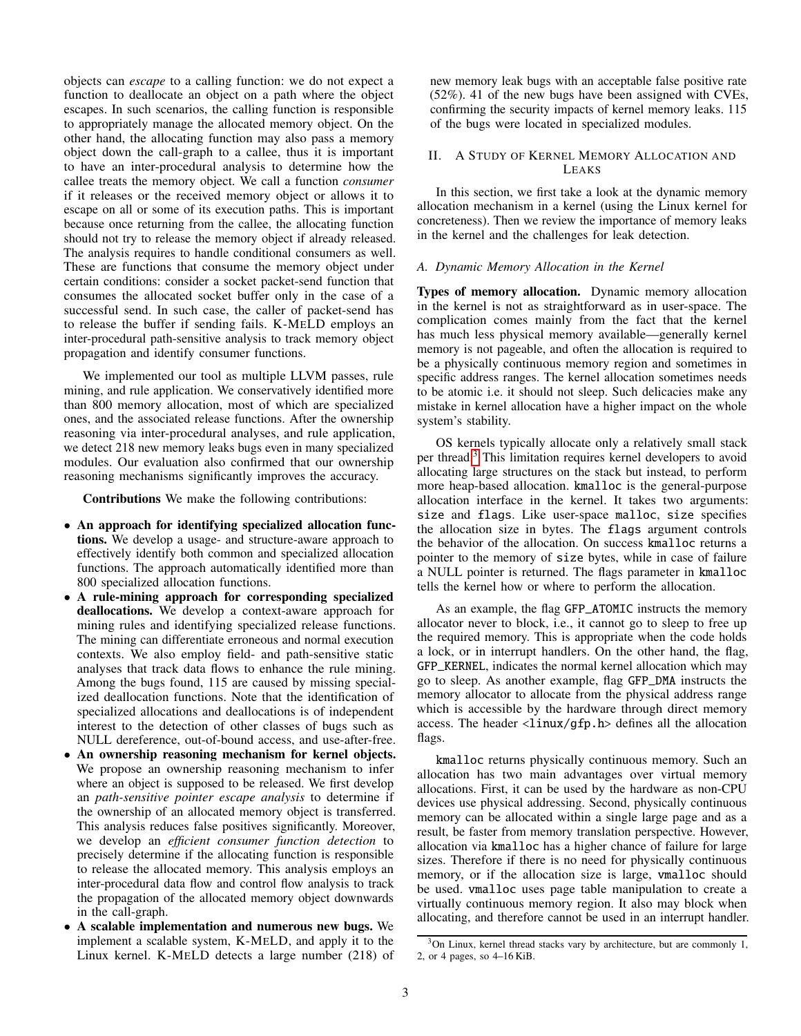objects can *escape* to a calling function: we do not expect a function to deallocate an object on a path where the object escapes. In such scenarios, the calling function is responsible to appropriately manage the allocated memory object. On the other hand, the allocating function may also pass a memory object down the call-graph to a callee, thus it is important to have an inter-procedural analysis to determine how the callee treats the memory object. We call a function *consumer* if it releases or the received memory object or allows it to escape on all or some of its execution paths. This is important because once returning from the callee, the allocating function should not try to release the memory object if already released. The analysis requires to handle conditional consumers as well. These are functions that consume the memory object under certain conditions: consider a socket packet-send function that consumes the allocated socket buffer only in the case of a successful send. In such case, the caller of packet-send has to release the buffer if sending fails. K-MELD employs an inter-procedural path-sensitive analysis to track memory object propagation and identify consumer functions.

We implemented our tool as multiple LLVM passes, rule mining, and rule application. We conservatively identified more than 800 memory allocation, most of which are specialized ones, and the associated release functions. After the ownership reasoning via inter-procedural analyses, and rule application, we detect 218 new memory leaks bugs even in many specialized modules. Our evaluation also confirmed that our ownership reasoning mechanisms significantly improves the accuracy.

**Contributions** We make the following contributions:

- **An approach for identifying specialized allocation functions.** We develop a usage- and structure-aware approach to effectively identify both common and specialized allocation functions. The approach automatically identified more than 800 specialized allocation functions.
- **A rule-mining approach for corresponding specialized deallocations.** We develop a context-aware approach for mining rules and identifying specialized release functions. The mining can differentiate erroneous and normal execution contexts. We also employ field- and path-sensitive static analyses that track data flows to enhance the rule mining. Among the bugs found, 115 are caused by missing specialized deallocation functions. Note that the identification of specialized allocations and deallocations is of independent interest to the detection of other classes of bugs such as NULL dereference, out-of-bound access, and use-after-free.
- **An ownership reasoning mechanism for kernel objects.** We propose an ownership reasoning mechanism to infer where an object is supposed to be released. We first develop an *path-sensitive pointer escape analysis* to determine if the ownership of an allocated memory object is transferred. This analysis reduces false positives significantly. Moreover, we develop an *efficient consumer function detection* to precisely determine if the allocating function is responsible to release the allocated memory. This analysis employs an inter-procedural data flow and control flow analysis to track the propagation of the allocated memory object downwards in the call-graph.
- **A scalable implementation and numerous new bugs.** We implement a scalable system, K-MELD, and apply it to the Linux kernel. K-MELD detects a large number (218) of new memory leak bugs with an acceptable false positive rate (52%). 41 of the new bugs have been assigned with CVEs, confirming the security impacts of kernel memory leaks. 115 of the bugs were located in specialized modules.

## II. A Study of Kernel Memory Allocation and Leaks

In this section, we first take a look at the dynamic memory allocation mechanism in a kernel (using the Linux kernel for concreteness). Then we review the importance of memory leaks in the kernel and the challenges for leak detection.

### A. Dynamic Memory Allocation in the Kernel

**Types of memory allocation.** Dynamic memory allocation in the kernel is not as straightforward as in user-space. The complication comes mainly from the fact that the kernel has much less physical memory available—generally kernel memory is not pageable, and often the allocation is required to be a physically continuous memory region and sometimes in specific address ranges. The kernel allocation sometimes needs to be atomic i.e. it should not sleep. Such delicacies make any mistake in kernel allocation have a higher impact on the whole system's stability.

OS kernels typically allocate only a relatively small stack per thread.[3] This limitation requires kernel developers to avoid allocating large structures on the stack but instead, to perform more heap-based allocation. `kmalloc` is the general-purpose allocation interface in the kernel. It takes two arguments: `size` and `flags`. Like user-space `malloc`, `size` specifies the allocation size in bytes. The `flags` argument controls the behavior of the allocation. On success `kmalloc` returns a pointer to the memory of `size` bytes, while in case of failure a NULL pointer is returned. The flags parameter in `kmalloc` tells the kernel how or where to perform the allocation.

As an example, the flag `GFP_ATOMIC` instructs the memory allocator never to block, i.e., it cannot go to sleep to free up the required memory. This is appropriate when the code holds a lock, or in interrupt handlers. On the other hand, the flag, `GFP_KERNEL`, indicates the normal kernel allocation which may go to sleep. As another example, flag `GFP_DMA` instructs the memory allocator to allocate from the physical address range which is accessible by the hardware through direct memory access. The header `<linux/gfp.h>` defines all the allocation flags.

`kmalloc` returns physically continuous memory. Such an allocation has two main advantages over virtual memory allocations. First, it can be used by the hardware as non-CPU devices use physical addressing. Second, physically continuous memory can be allocated within a single large page and as a result, be faster from memory translation perspective. However, allocation via `kmalloc` has a higher chance of failure for large sizes. Therefore if there is no need for physically continuous memory, or if the allocation size is large, `vmalloc` should be used. `vmalloc` uses page table manipulation to create a virtually continuous memory region. It also may block when allocating, and therefore cannot be used in an interrupt handler.

[3] On Linux, kernel thread stacks vary by architecture, but are commonly 1, 2, or 4 pages, so 4–16 KiB.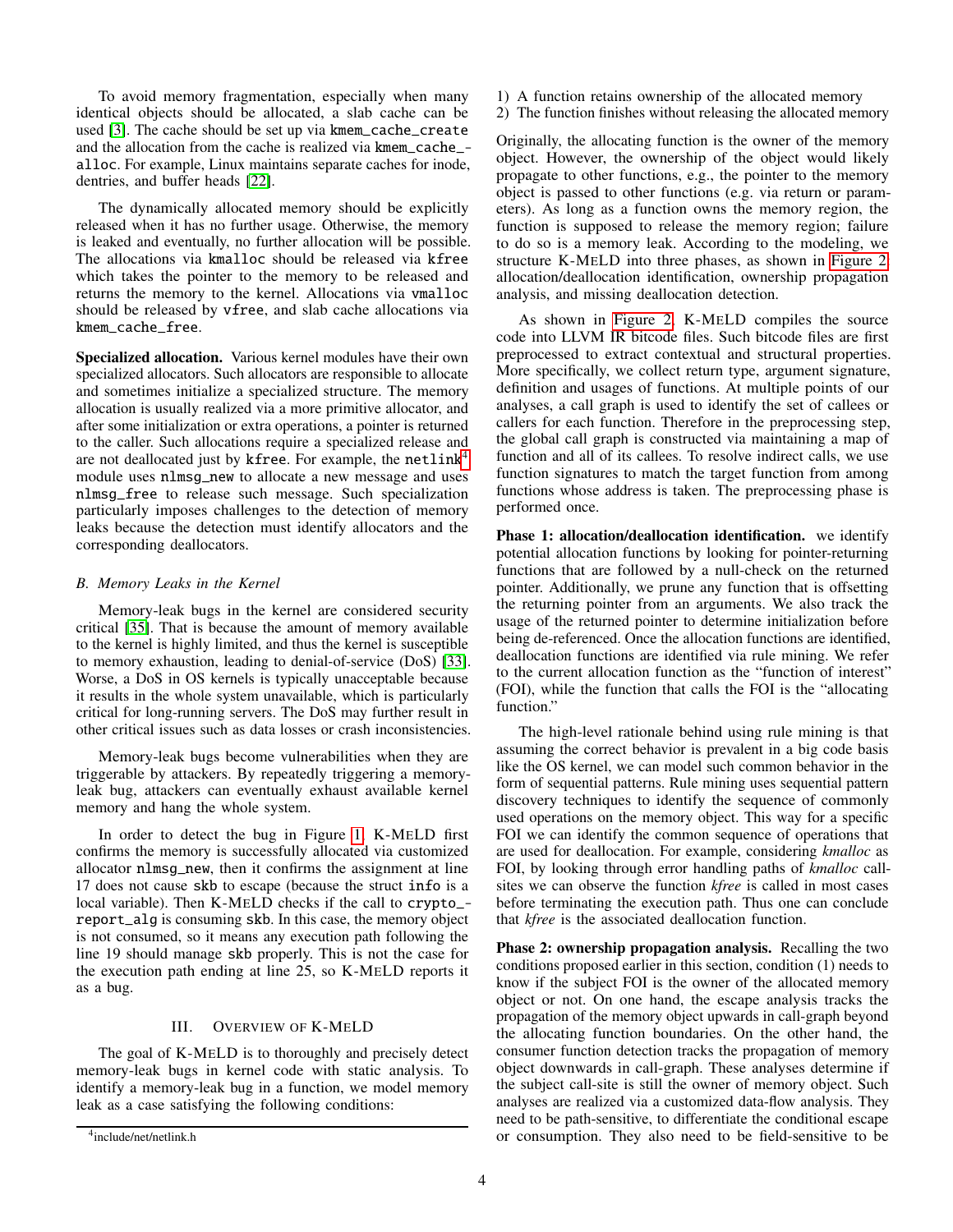To avoid memory fragmentation, especially when many identical objects should be allocated, a slab cache can be used [3]. The cache should be set up via `kmem_cache_create` and the allocation from the cache is realized via `kmem_cache_alloc`. For example, Linux maintains separate caches for inode, dentries, and buffer heads [22].

The dynamically allocated memory should be explicitly released when it has no further usage. Otherwise, the memory is leaked and eventually, no further allocation will be possible. The allocations via `kmalloc` should be released via `kfree` which takes the pointer to the memory to be released and returns the memory to the kernel. Allocations via `vmalloc` should be released by `vfree`, and slab cache allocations via `kmem_cache_free`.

**Specialized allocation.** Various kernel modules have their own specialized allocators. Such allocators are responsible to allocate and sometimes initialize a specialized structure. The memory allocation is usually realized via a more primitive allocator, and after some initialization or extra operations, a pointer is returned to the caller. Such allocations require a specialized release and are not deallocated just by `kfree`. For example, the `netlink`[4] module uses `nlmsg_new` to allocate a new message and uses `nlmsg_free` to release such message. Such specialization particularly imposes challenges to the detection of memory leaks because the detection must identify allocators and the corresponding deallocators.

### B. Memory Leaks in the Kernel

Memory-leak bugs in the kernel are considered security critical [35]. That is because the amount of memory available to the kernel is highly limited, and thus the kernel is susceptible to memory exhaustion, leading to denial-of-service (DoS) [33]. Worse, a DoS in OS kernels is typically unacceptable because it results in the whole system unavailable, which is particularly critical for long-running servers. The DoS may further result in other critical issues such as data losses or crash inconsistencies.

Memory-leak bugs become vulnerabilities when they are triggerable by attackers. By repeatedly triggering a memory-leak bug, attackers can eventually exhaust available kernel memory and hang the whole system.

In order to detect the bug in Figure 1, K-MELD first confirms the memory is successfully allocated via customized allocator `nlmsg_new`, then it confirms the assignment at line 17 does not cause `skb` to escape (because the struct `info` is a local variable). Then K-MELD checks if the call to `crypto_report_alg` is consuming `skb`. In this case, the memory object is not consumed, so it means any execution path following the line 19 should manage `skb` properly. This is not the case for the execution path ending at line 25, so K-MELD reports it as a bug.

## III. Overview of K-MELD

The goal of K-MELD is to thoroughly and precisely detect memory-leak bugs in kernel code with static analysis. To identify a memory-leak bug in a function, we model memory leak as a case satisfying the following conditions:

1) A function retains ownership of the allocated memory
2) The function finishes without releasing the allocated memory

Originally, the allocating function is the owner of the memory object. However, the ownership of the object would likely propagate to other functions, e.g., the pointer to the memory object is passed to other functions (e.g. via return or parameters). As long as a function owns the memory region, the function is supposed to release the memory region; failure to do so is a memory leak. According to the modeling, we structure K-MELD into three phases, as shown in Figure 2: allocation/deallocation identification, ownership propagation analysis, and missing deallocation detection.

As shown in Figure 2, K-MELD compiles the source code into LLVM IR bitcode files. Such bitcode files are first preprocessed to extract contextual and structural properties. More specifically, we collect return type, argument signature, definition and usages of functions. At multiple points of our analyses, a call graph is used to identify the set of callees or callers for each function. Therefore in the preprocessing step, the global call graph is constructed via maintaining a map of function and all of its callees. To resolve indirect calls, we use function signatures to match the target function from among functions whose address is taken. The preprocessing phase is performed once.

**Phase 1: allocation/deallocation identification.** we identify potential allocation functions by looking for pointer-returning functions that are followed by a null-check on the returned pointer. Additionally, we prune any function that is offsetting the returning pointer from an arguments. We also track the usage of the returned pointer to determine initialization before being de-referenced. Once the allocation functions are identified, deallocation functions are identified via rule mining. We refer to the current allocation function as the "function of interest" (FOI), while the function that calls the FOI is the "allocating function."

The high-level rationale behind using rule mining is that assuming the correct behavior is prevalent in a big code basis like the OS kernel, we can model such common behavior in the form of sequential patterns. Rule mining uses sequential pattern discovery techniques to identify the sequence of commonly used operations on the memory object. This way for a specific FOI we can identify the common sequence of operations that are used for deallocation. For example, considering *kmalloc* as FOI, by looking through error handling paths of *kmalloc* call-sites we can observe the function *kfree* is called in most cases before terminating the execution path. Thus one can conclude that *kfree* is the associated deallocation function.

**Phase 2: ownership propagation analysis.** Recalling the two conditions proposed earlier in this section, condition (1) needs to know if the subject FOI is the owner of the allocated memory object or not. On one hand, the escape analysis tracks the propagation of the memory object upwards in call-graph beyond the allocating function boundaries. On the other hand, the consumer function detection tracks the propagation of memory object downwards in call-graph. These analyses determine if the subject call-site is still the owner of memory object. Such analyses are realized via a customized data-flow analysis. They need to be path-sensitive, to differentiate the conditional escape or consumption. They also need to be field-sensitive to be

[4] include/net/netlink.h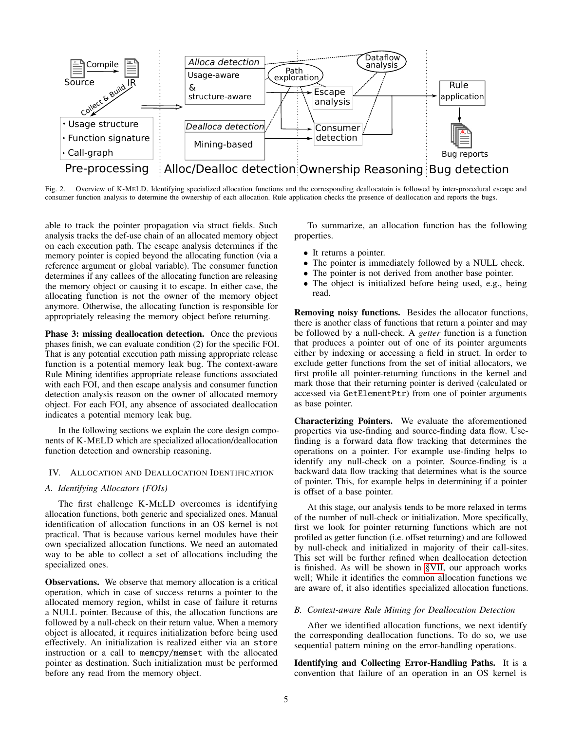Fig. 2. Overview of K-MELD. Identifying specialized allocation functions and the corresponding deallocatoin is followed by inter-procedural escape and consumer function analysis to determine the ownership of each allocation. Rule application checks the presence of deallocation and reports the bugs.

able to track the pointer propagation via struct fields. Such analysis tracks the def-use chain of an allocated memory object on each execution path. The escape analysis determines if the memory pointer is copied beyond the allocating function (via a reference argument or global variable). The consumer function determines if any callees of the allocating function are releasing the memory object or causing it to escape. In either case, the allocating function is not the owner of the memory object anymore. Otherwise, the allocating function is responsible for appropriately releasing the memory object before returning.

**Phase 3: missing deallocation detection.** Once the previous phases finish, we can evaluate condition (2) for the specific FOI. That is any potential execution path missing appropriate release function is a potential memory leak bug. The context-aware Rule Mining identifies appropriate release functions associated with each FOI, and then escape analysis and consumer function detection analysis reason on the owner of allocated memory object. For each FOI, any absence of associated deallocation indicates a potential memory leak bug.

In the following sections we explain the core design components of K-MELD which are specialized allocation/deallocation function detection and ownership reasoning.

## IV. Allocation and Deallocation Identification

### A. Identifying Allocators (FOIs)

The first challenge K-MELD overcomes is identifying allocation functions, both generic and specialized ones. Manual identification of allocation functions in an OS kernel is not practical. That is because various kernel modules have their own specialized allocation functions. We need an automated way to be able to collect a set of allocations including the specialized ones.

**Observations.** We observe that memory allocation is a critical operation, which in case of success returns a pointer to the allocated memory region, whilst in case of failure it returns a NULL pointer. Because of this, the allocation functions are followed by a null-check on their return value. When a memory object is allocated, it requires initialization before being used effectively. An initialization is realized either via an `store` instruction or a call to `memcpy/memset` with the allocated pointer as destination. Such initialization must be performed before any read from the memory object.

To summarize, an allocation function has the following properties.

- It returns a pointer.
- The pointer is immediately followed by a NULL check.
- The pointer is not derived from another base pointer.
- The object is initialized before being used, e.g., being read.

**Removing noisy functions.** Besides the allocator functions, there is another class of functions that return a pointer and may be followed by a null-check. A *getter* function is a function that produces a pointer out of one of its pointer arguments either by indexing or accessing a field in struct. In order to exclude getter functions from the set of initial allocators, we first profile all pointer-returning functions in the kernel and mark those that their returning pointer is derived (calculated or accessed via `GetElementPtr`) from one of pointer arguments as base pointer.

**Characterizing Pointers.** We evaluate the aforementioned properties via use-finding and source-finding data flow. Use-finding is a forward data flow tracking that determines the operations on a pointer. For example use-finding helps to identify any null-check on a pointer. Source-finding is a backward data flow tracking that determines what is the source of pointer. This, for example helps in determining if a pointer is offset of a base pointer.

At this stage, our analysis tends to be more relaxed in terms of the number of null-check or initialization. More specifically, first we look for pointer returning functions which are not profiled as getter function (i.e. offset returning) and are followed by null-check and initialized in majority of their call-sites. This set will be further refined when deallocation detection is finished. As will be shown in §VII, our approach works well; While it identifies the common allocation functions we are aware of, it also identifies specialized allocation functions.

### B. Context-aware Rule Mining for Deallocation Detection

After we identified allocation functions, we next identify the corresponding deallocation functions. To do so, we use sequential pattern mining on the error-handling operations.

**Identifying and Collecting Error-Handling Paths.** It is a convention that failure of an operation in an OS kernel is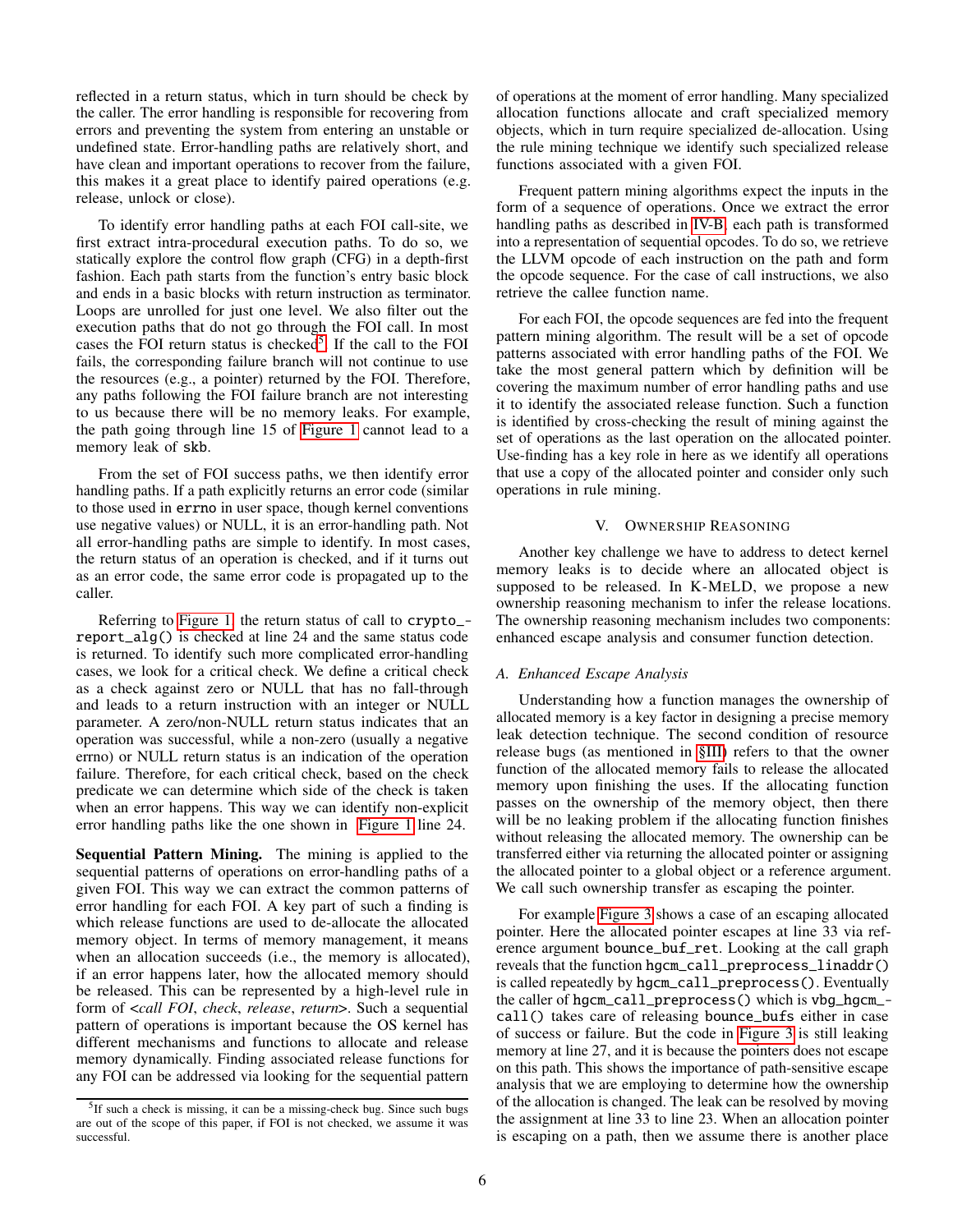reflected in a return status, which in turn should be check by the caller. The error handling is responsible for recovering from errors and preventing the system from entering an unstable or undefined state. Error-handling paths are relatively short, and have clean and important operations to recover from the failure, this makes it a great place to identify paired operations (e.g. release, unlock or close).

To identify error handling paths at each FOI call-site, we first extract intra-procedural execution paths. To do so, we statically explore the control flow graph (CFG) in a depth-first fashion. Each path starts from the function's entry basic block and ends in a basic blocks with return instruction as terminator. Loops are unrolled for just one level. We also filter out the execution paths that do not go through the FOI call. In most cases the FOI return status is checked[5]. If the call to the FOI fails, the corresponding failure branch will not continue to use the resources (e.g., a pointer) returned by the FOI. Therefore, any paths following the FOI failure branch are not interesting to us because there will be no memory leaks. For example, the path going through line 15 of Figure 1 cannot lead to a memory leak of `skb`.

From the set of FOI success paths, we then identify error handling paths. If a path explicitly returns an error code (similar to those used in `errno` in user space, though kernel conventions use negative values) or NULL, it is an error-handling path. Not all error-handling paths are simple to identify. In most cases, the return status of an operation is checked, and if it turns out as an error code, the same error code is propagated up to the caller.

Referring to Figure 1, the return status of call to `crypto_report_alg()` is checked at line 24 and the same status code is returned. To identify such more complicated error-handling cases, we look for a critical check. We define a critical check as a check against zero or NULL that has no fall-through and leads to a return instruction with an integer or NULL parameter. A zero/non-NULL return status indicates that an operation was successful, while a non-zero (usually a negative errno) or NULL return status is an indication of the operation failure. Therefore, for each critical check, based on the check predicate we can determine which side of the check is taken when an error happens. This way we can identify non-explicit error handling paths like the one shown in Figure 1 line 24.

**Sequential Pattern Mining.** The mining is applied to the sequential patterns of operations on error-handling paths of a given FOI. This way we can extract the common patterns of error handling for each FOI. A key part of such a finding is which release functions are used to de-allocate the allocated memory object. In terms of memory management, it means when an allocation succeeds (i.e., the memory is allocated), if an error happens later, how the allocated memory should be released. This can be represented by a high-level rule in form of <*call FOI*, *check*, *release*, *return*>. Such a sequential pattern of operations is important because the OS kernel has different mechanisms and functions to allocate and release memory dynamically. Finding associated release functions for any FOI can be addressed via looking for the sequential pattern of operations at the moment of error handling. Many specialized allocation functions allocate and craft specialized memory objects, which in turn require specialized de-allocation. Using the rule mining technique we identify such specialized release functions associated with a given FOI.

Frequent pattern mining algorithms expect the inputs in the form of a sequence of operations. Once we extract the error handling paths as described in IV-B, each path is transformed into a representation of sequential opcodes. To do so, we retrieve the LLVM opcode of each instruction on the path and form the opcode sequence. For the case of call instructions, we also retrieve the callee function name.

For each FOI, the opcode sequences are fed into the frequent pattern mining algorithm. The result will be a set of opcode patterns associated with error handling paths of the FOI. We take the most general pattern which by definition will be covering the maximum number of error handling paths and use it to identify the associated release function. Such a function is identified by cross-checking the result of mining against the set of operations as the last operation on the allocated pointer. Use-finding has a key role in here as we identify all operations that use a copy of the allocated pointer and consider only such operations in rule mining.

## V. Ownership Reasoning

Another key challenge we have to address to detect kernel memory leaks is to decide where an allocated object is supposed to be released. In K-MELD, we propose a new ownership reasoning mechanism to infer the release locations. The ownership reasoning mechanism includes two components: enhanced escape analysis and consumer function detection.

### A. Enhanced Escape Analysis

Understanding how a function manages the ownership of allocated memory is a key factor in designing a precise memory leak detection technique. The second condition of resource release bugs (as mentioned in §III) refers to that the owner function of the allocated memory fails to release the allocated memory upon finishing the uses. If the allocating function passes on the ownership of the memory object, then there will be no leaking problem if the allocating function finishes without releasing the allocated memory. The ownership can be transferred either via returning the allocated pointer or assigning the allocated pointer to a global object or a reference argument. We call such ownership transfer as escaping the pointer.

For example Figure 3 shows a case of an escaping allocated pointer. Here the allocated pointer escapes at line 33 via reference argument `bounce_buf_ret`. Looking at the call graph reveals that the function `hgcm_call_preprocess_linaddr()` is called repeatedly by `hgcm_call_preprocess()`. Eventually the caller of `hgcm_call_preprocess()` which is `vbg_hgcm_call()` takes care of releasing `bounce_bufs` either in case of success or failure. But the code in Figure 3 is still leaking memory at line 27, and it is because the pointers does not escape on this path. This shows the importance of path-sensitive escape analysis that we are employing to determine how the ownership of the allocation is changed. The leak can be resolved by moving the assignment at line 33 to line 23. When an allocation pointer is escaping on a path, then we assume there is another place

[5] If such a check is missing, it can be a missing-check bug. Since such bugs are out of the scope of this paper, if FOI is not checked, we assume it was successful.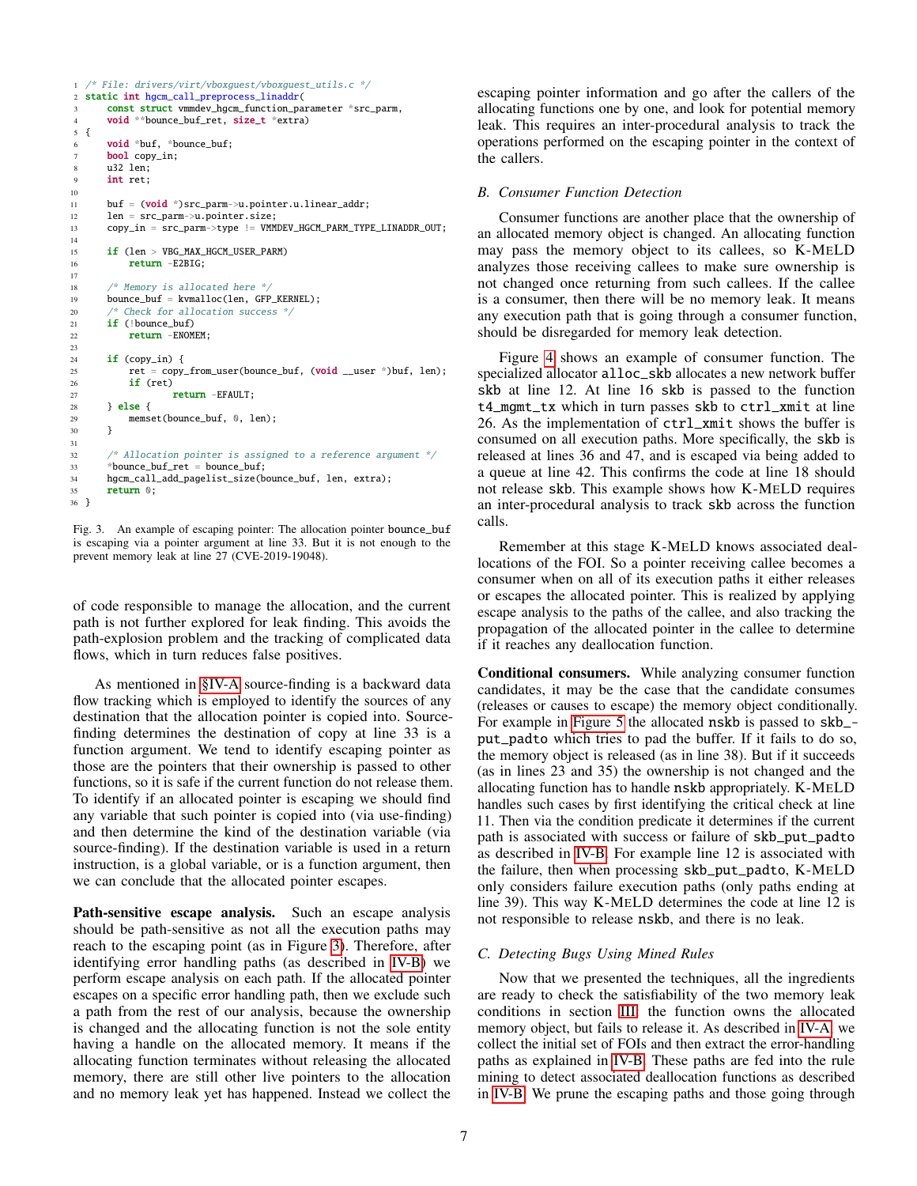```c
/* File: drivers/virt/vboxguest/vboxguest_utils.c */
static int hgcm_call_preprocess_linaddr(
    const struct vmmdev_hgcm_function_parameter *src_parm,
    void **bounce_buf_ret, size_t *extra)
{
    void *buf, *bounce_buf;
    bool copy_in;
    u32 len;
    int ret;

    buf = (void *)src_parm->u.pointer.u.linear_addr;
    len = src_parm->u.pointer.size;
    copy_in = src_parm->type != VMMDEV_HGCM_PARM_TYPE_LINADDR_OUT;

    if (len > VBG_MAX_HGCM_USER_PARM)
        return -E2BIG;

    /* Memory is allocated here */
    bounce_buf = kvmalloc(len, GFP_KERNEL);
    /* Check for allocation success */
    if (!bounce_buf)
        return -ENOMEM;

    if (copy_in) {
        ret = copy_from_user(bounce_buf, (void __user *)buf, len);
        if (ret)
                return -EFAULT;
    } else {
        memset(bounce_buf, 0, len);
    }

    /* Allocation pointer is assigned to a reference argument */
    *bounce_buf_ret = bounce_buf;
    hgcm_call_add_pagelist_size(bounce_buf, len, extra);
    return 0;
}
```

Fig. 3. An example of escaping pointer: The allocation pointer bounce_buf is escaping via a pointer argument at line 33. But it is not enough to the prevent memory leak at line 27 (CVE-2019-19048).

of code responsible to manage the allocation, and the current path is not further explored for leak finding. This avoids the path-explosion problem and the tracking of complicated data flows, which in turn reduces false positives.

As mentioned in §IV-A source-finding is a backward data flow tracking which is employed to identify the sources of any destination that the allocation pointer is copied into. Source-finding determines the destination of copy at line 33 is a function argument. We tend to identify escaping pointer as those are the pointers that their ownership is passed to other functions, so it is safe if the current function do not release them. To identify if an allocated pointer is escaping we should find any variable that such pointer is copied into (via use-finding) and then determine the kind of the destination variable (via source-finding). If the destination variable is used in a return instruction, is a global variable, or is a function argument, then we can conclude that the allocated pointer escapes.

**Path-sensitive escape analysis.** Such an escape analysis should be path-sensitive as not all the execution paths may reach to the escaping point (as in Figure 3). Therefore, after identifying error handling paths (as described in IV-B) we perform escape analysis on each path. If the allocated pointer escapes on a specific error handling path, then we exclude such a path from the rest of our analysis, because the ownership is changed and the allocating function is not the sole entity having a handle on the allocated memory. It means if the allocating function terminates without releasing the allocated memory, there are still other live pointers to the allocation and no memory leak yet has happened. Instead we collect the escaping pointer information and go after the callers of the allocating functions one by one, and look for potential memory leak. This requires an inter-procedural analysis to track the operations performed on the escaping pointer in the context of the callers.

### *B. Consumer Function Detection*

Consumer functions are another place that the ownership of an allocated memory object is changed. An allocating function may pass the memory object to its callees, so K-MELD analyzes those receiving callees to make sure ownership is not changed once returning from such callees. If the callee is a consumer, then there will be no memory leak. It means any execution path that is going through a consumer function, should be disregarded for memory leak detection.

Figure 4 shows an example of consumer function. The specialized allocator alloc_skb allocates a new network buffer skb at line 12. At line 16 skb is passed to the function t4_mgmt_tx which in turn passes skb to ctrl_xmit at line 26. As the implementation of ctrl_xmit shows the buffer is consumed on all execution paths. More specifically, the skb is released at lines 36 and 47, and is escaped via being added to a queue at line 42. This confirms the code at line 18 should not release skb. This example shows how K-MELD requires an inter-procedural analysis to track skb across the function calls.

Remember at this stage K-MELD knows associated deallocations of the FOI. So a pointer receiving callee becomes a consumer when on all of its execution paths it either releases or escapes the allocated pointer. This is realized by applying escape analysis to the paths of the callee, and also tracking the propagation of the allocated pointer in the callee to determine if it reaches any deallocation function.

**Conditional consumers.** While analyzing consumer function candidates, it may be the case that the candidate consumes (releases or causes to escape) the memory object conditionally. For example in Figure 5 the allocated nskb is passed to skb_put_padto which tries to pad the buffer. If it fails to do so, the memory object is released (as in line 38). But if it succeeds (as in lines 23 and 35) the ownership is not changed and the allocating function has to handle nskb appropriately. K-MELD handles such cases by first identifying the critical check at line 11. Then via the condition predicate it determines if the current path is associated with success or failure of skb_put_padto as described in IV-B. For example line 12 is associated with the failure, then when processing skb_put_padto, K-MELD only considers failure execution paths (only paths ending at line 39). This way K-MELD determines the code at line 12 is not responsible to release nskb, and there is no leak.

### *C. Detecting Bugs Using Mined Rules*

Now that we presented the techniques, all the ingredients are ready to check the satisfiability of the two memory leak conditions in section III: the function owns the allocated memory object, but fails to release it. As described in IV-A, we collect the initial set of FOIs and then extract the error-handling paths as explained in IV-B. These paths are fed into the rule mining to detect associated deallocation functions as described in IV-B. We prune the escaping paths and those going through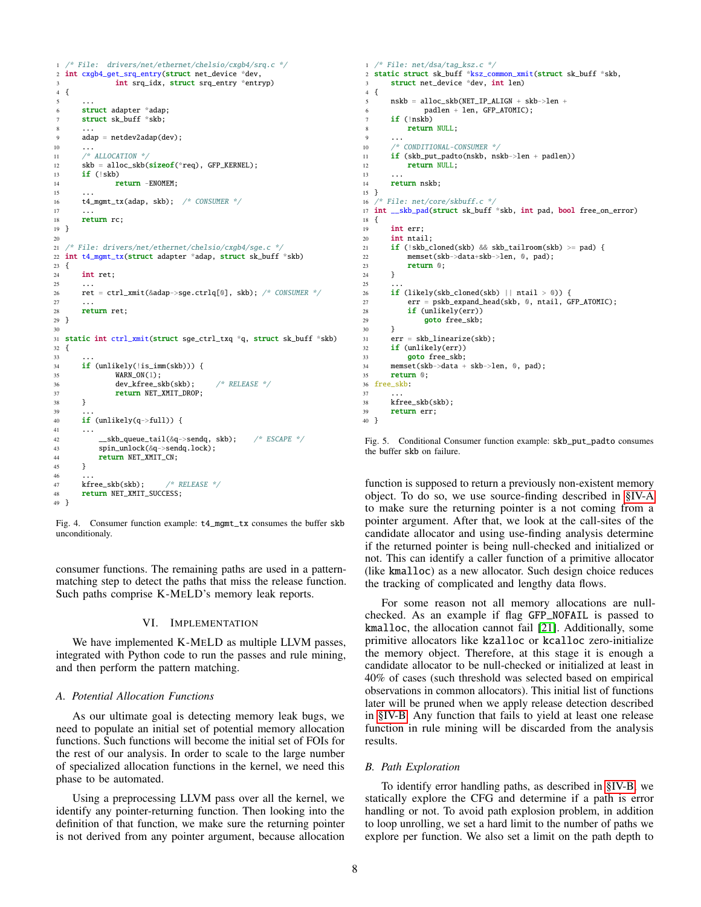```c
/* File:  drivers/net/ethernet/chelsio/cxgb4/srq.c */
int cxgb4_get_srq_entry(struct net_device *dev,
            int srq_idx, struct srq_entry *entryp)
{
    ...
    struct adapter *adap;
    struct sk_buff *skb;
    ...
    adap = netdev2adap(dev);
    ...
    /* ALLOCATION */
    skb = alloc_skb(sizeof(*req), GFP_KERNEL);
    if (!skb)
            return -ENOMEM;
    ...
    t4_mgmt_tx(adap, skb);  /* CONSUMER */
    ...
    return rc;
}

/* File: drivers/net/ethernet/chelsio/cxgb4/sge.c */
int t4_mgmt_tx(struct adapter *adap, struct sk_buff *skb)
{
    int ret;
    ...
    ret = ctrl_xmit(&adap->sge.ctrlq[0], skb); /* CONSUMER */
    ...
    return ret;
}

static int ctrl_xmit(struct sge_ctrl_txq *q, struct sk_buff *skb)
{
    ...
    if (unlikely(!is_imm(skb))) {
            WARN_ON(1);
            dev_kfree_skb(skb);     /* RELEASE */
            return NET_XMIT_DROP;
    }
    ...
    if (unlikely(q->full)) {
    ...
        __skb_queue_tail(&q->sendq, skb);    /* ESCAPE */
        spin_unlock(&q->sendq.lock);
        return NET_XMIT_CN;
    }
    ...
    kfree_skb(skb);     /* RELEASE */
    return NET_XMIT_SUCCESS;
}
```

Fig. 4. Consumer function example: `t4_mgmt_tx` consumes the buffer `skb` unconditionaly.

consumer functions. The remaining paths are used in a pattern-matching step to detect the paths that miss the release function. Such paths comprise K-MELD's memory leak reports.

## VI. IMPLEMENTATION

We have implemented K-MELD as multiple LLVM passes, integrated with Python code to run the passes and rule mining, and then perform the pattern matching.

### A. Potential Allocation Functions

As our ultimate goal is detecting memory leak bugs, we need to populate an initial set of potential memory allocation functions. Such functions will become the initial set of FOIs for the rest of our analysis. In order to scale to the large number of specialized allocation functions in the kernel, we need this phase to be automated.

Using a preprocessing LLVM pass over all the kernel, we identify any pointer-returning function. Then looking into the definition of that function, we make sure the returning pointer is not derived from any pointer argument, because allocation

```c
/* File: net/dsa/tag_ksz.c */
static struct sk_buff *ksz_common_xmit(struct sk_buff *skb,
    struct net_device *dev, int len)
{
    nskb = alloc_skb(NET_IP_ALIGN + skb->len +
           padlen + len, GFP_ATOMIC);
    if (!nskb)
        return NULL;
    ...
    /* CONDITIONAL-CONSUMER */
    if (skb_put_padto(nskb, nskb->len + padlen))
        return NULL;
    ...
    return nskb;
}
/* File: net/core/skbuff.c */
int __skb_pad(struct sk_buff *skb, int pad, bool free_on_error)
{
    int err;
    int ntail;
    if (!skb_cloned(skb) && skb_tailroom(skb) >= pad) {
        memset(skb->data+skb->len, 0, pad);
        return 0;
    }
    ...
    if (likely(skb_cloned(skb) || ntail > 0)) {
        err = pskb_expand_head(skb, 0, ntail, GFP_ATOMIC);
        if (unlikely(err))
            goto free_skb;
    }
    err = skb_linearize(skb);
    if (unlikely(err))
        goto free_skb;
    memset(skb->data + skb->len, 0, pad);
    return 0;
free_skb:
    ...
    kfree_skb(skb);
    return err;
}
```

Fig. 5. Conditional Consumer function example: `skb_put_padto` consumes the buffer `skb` on failure.

function is supposed to return a previously non-existent memory object. To do so, we use source-finding described in §IV-A to make sure the returning pointer is a not coming from a pointer argument. After that, we look at the call-sites of the candidate allocator and using use-finding analysis determine if the returned pointer is being null-checked and initialized or not. This can identify a caller function of a primitive allocator (like `kmalloc`) as a new allocator. Such design choice reduces the tracking of complicated and lengthy data flows.

For some reason not all memory allocations are null-checked. As an example if flag `GFP_NOFAIL` is passed to `kmalloc`, the allocation cannot fail [21]. Additionally, some primitive allocators like `kzalloc` or `kcalloc` zero-initialize the memory object. Therefore, at this stage it is enough a candidate allocator to be null-checked or initialized at least in 40% of cases (such threshold was selected based on empirical observations in common allocators). This initial list of functions later will be pruned when we apply release detection described in §IV-B. Any function that fails to yield at least one release function in rule mining will be discarded from the analysis results.

### B. Path Exploration

To identify error handling paths, as described in §IV-B, we statically explore the CFG and determine if a path is error handling or not. To avoid path explosion problem, in addition to loop unrolling, we set a hard limit to the number of paths we explore per function. We also set a limit on the path depth to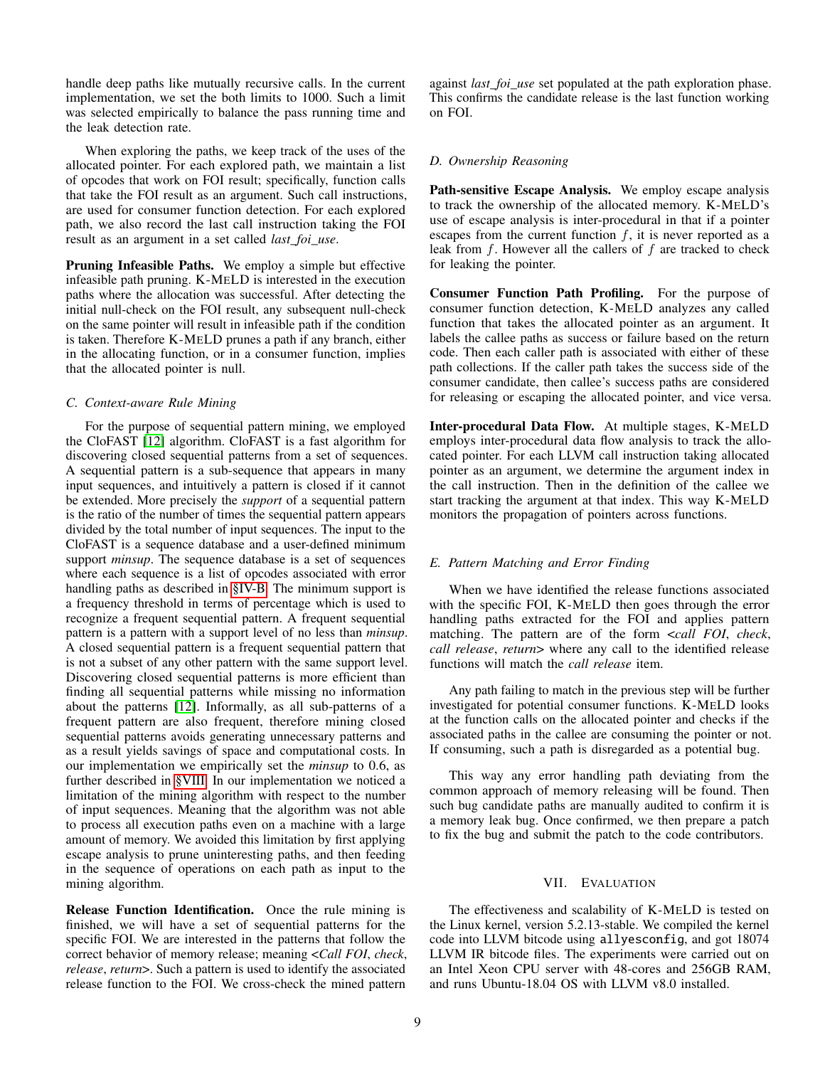handle deep paths like mutually recursive calls. In the current implementation, we set the both limits to 1000. Such a limit was selected empirically to balance the pass running time and the leak detection rate.

When exploring the paths, we keep track of the uses of the allocated pointer. For each explored path, we maintain a list of opcodes that work on FOI result; specifically, function calls that take the FOI result as an argument. Such call instructions, are used for consumer function detection. For each explored path, we also record the last call instruction taking the FOI result as an argument in a set called *last_foi_use*.

**Pruning Infeasible Paths.** We employ a simple but effective infeasible path pruning. K-MELD is interested in the execution paths where the allocation was successful. After detecting the initial null-check on the FOI result, any subsequent null-check on the same pointer will result in infeasible path if the condition is taken. Therefore K-MELD prunes a path if any branch, either in the allocating function, or in a consumer function, implies that the allocated pointer is null.

### C. Context-aware Rule Mining

For the purpose of sequential pattern mining, we employed the CloFAST [12] algorithm. CloFAST is a fast algorithm for discovering closed sequential patterns from a set of sequences. A sequential pattern is a sub-sequence that appears in many input sequences, and intuitively a pattern is closed if it cannot be extended. More precisely the *support* of a sequential pattern is the ratio of the number of times the sequential pattern appears divided by the total number of input sequences. The input to the CloFAST is a sequence database and a user-defined minimum support *minsup*. The sequence database is a set of sequences where each sequence is a list of opcodes associated with error handling paths as described in §IV-B. The minimum support is a frequency threshold in terms of percentage which is used to recognize a frequent sequential pattern. A frequent sequential pattern is a pattern with a support level of no less than *minsup*. A closed sequential pattern is a frequent sequential pattern that is not a subset of any other pattern with the same support level. Discovering closed sequential patterns is more efficient than finding all sequential patterns while missing no information about the patterns [12]. Informally, as all sub-patterns of a frequent pattern are also frequent, therefore mining closed sequential patterns avoids generating unnecessary patterns and as a result yields savings of space and computational costs. In our implementation we empirically set the *minsup* to 0.6, as further described in §VIII. In our implementation we noticed a limitation of the mining algorithm with respect to the number of input sequences. Meaning that the algorithm was not able to process all execution paths even on a machine with a large amount of memory. We avoided this limitation by first applying escape analysis to prune uninteresting paths, and then feeding in the sequence of operations on each path as input to the mining algorithm.

**Release Function Identification.** Once the rule mining is finished, we will have a set of sequential patterns for the specific FOI. We are interested in the patterns that follow the correct behavior of memory release; meaning <*Call FOI*, *check*, *release*, *return*>. Such a pattern is used to identify the associated release function to the FOI. We cross-check the mined pattern against *last_foi_use* set populated at the path exploration phase. This confirms the candidate release is the last function working on FOI.

### D. Ownership Reasoning

**Path-sensitive Escape Analysis.** We employ escape analysis to track the ownership of the allocated memory. K-MELD's use of escape analysis is inter-procedural in that if a pointer escapes from the current function $f$, it is never reported as a leak from $f$. However all the callers of $f$ are tracked to check for leaking the pointer.

**Consumer Function Path Profiling.** For the purpose of consumer function detection, K-MELD analyzes any called function that takes the allocated pointer as an argument. It labels the callee paths as success or failure based on the return code. Then each caller path is associated with either of these path collections. If the caller path takes the success side of the consumer candidate, then callee's success paths are considered for releasing or escaping the allocated pointer, and vice versa.

**Inter-procedural Data Flow.** At multiple stages, K-MELD employs inter-procedural data flow analysis to track the allocated pointer. For each LLVM call instruction taking allocated pointer as an argument, we determine the argument index in the call instruction. Then in the definition of the callee we start tracking the argument at that index. This way K-MELD monitors the propagation of pointers across functions.

### E. Pattern Matching and Error Finding

When we have identified the release functions associated with the specific FOI, K-MELD then goes through the error handling paths extracted for the FOI and applies pattern matching. The pattern are of the form <*call FOI*, *check*, *call release*, *return*> where any call to the identified release functions will match the *call release* item.

Any path failing to match in the previous step will be further investigated for potential consumer functions. K-MELD looks at the function calls on the allocated pointer and checks if the associated paths in the callee are consuming the pointer or not. If consuming, such a path is disregarded as a potential bug.

This way any error handling path deviating from the common approach of memory releasing will be found. Then such bug candidate paths are manually audited to confirm it is a memory leak bug. Once confirmed, we then prepare a patch to fix the bug and submit the patch to the code contributors.

## VII. Evaluation

The effectiveness and scalability of K-MELD is tested on the Linux kernel, version 5.2.13-stable. We compiled the kernel code into LLVM bitcode using `allyesconfig`, and got 18074 LLVM IR bitcode files. The experiments were carried out on an Intel Xeon CPU server with 48-cores and 256GB RAM, and runs Ubuntu-18.04 OS with LLVM v8.0 installed.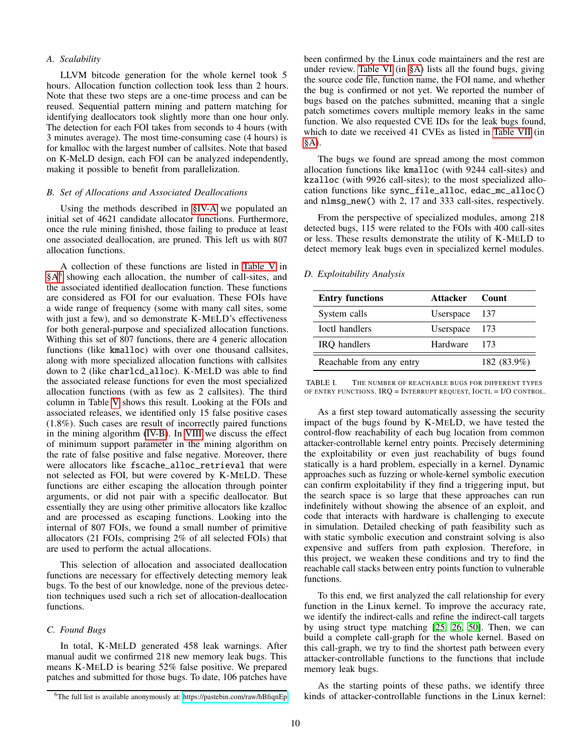### A. Scalability

LLVM bitcode generation for the whole kernel took 5 hours. Allocation function collection took less than 2 hours. Note that these two steps are a one-time process and can be reused. Sequential pattern mining and pattern matching for identifying deallocators took slightly more than one hour only. The detection for each FOI takes from seconds to 4 hours (with 3 minutes average). The most time-consuming case (4 hours) is for kmalloc with the largest number of callsites. Note that based on K-MeLD design, each FOI can be analyzed independently, making it possible to benefit from parallelization.

### B. Set of Allocations and Associated Deallocations

Using the methods described in §IV-A we populated an initial set of 4621 candidate allocator functions. Furthermore, once the rule mining finished, those failing to produce at least one associated deallocation, are pruned. This left us with 807 allocation functions.

A collection of these functions are listed in Table V in §A[6] showing each allocation, the number of call-sites, and the associated identified deallocation function. These functions are considered as FOI for our evaluation. These FOIs have a wide range of frequency (some with many call sites, some with just a few), and so demonstrate K-MELD's effectiveness for both general-purpose and specialized allocation functions. Withing this set of 807 functions, there are 4 generic allocation functions (like `kmalloc`) with over one thousand callsites, along with more specialized allocation functions with callsites down to 2 (like `charlcd_alloc`). K-MELD was able to find the associated release functions for even the most specialized allocation functions (with as few as 2 callsites). The third column in Table V shows this result. Looking at the FOIs and associated releases, we identified only 15 false positive cases (1.8%). Such cases are result of incorrectly paired functions in the mining algorithm (IV-B). In VIII we discuss the effect of minimum support parameter in the mining algorithm on the rate of false positive and false negative. Moreover, there were allocators like `fscache_alloc_retrieval` that were not selected as FOI, but were covered by K-MELD. These functions are either escaping the allocation through pointer arguments, or did not pair with a specific deallocator. But essentially they are using other primitive allocators like kzalloc and are processed as escaping functions. Looking into the internal of 807 FOIs, we found a small number of primitive allocators (21 FOIs, comprising 2% of all selected FOIs) that are used to perform the actual allocations.

This selection of allocation and associated deallocation functions are necessary for effectively detecting memory leak bugs. To the best of our knowledge, none of the previous detection techniques used such a rich set of allocation-deallocation functions.

### C. Found Bugs

In total, K-MELD generated 458 leak warnings. After manual audit we confirmed 218 new memory leak bugs. This means K-MELD is bearing 52% false positive. We prepared patches and submitted for those bugs. To date, 106 patches have been confirmed by the Linux code maintainers and the rest are under review. Table VI (in §A) lists all the found bugs, giving the source code file, function name, the FOI name, and whether the bug is confirmed or not yet. We reported the number of bugs based on the patches submitted, meaning that a single patch sometimes covers multiple memory leaks in the same function. We also requested CVE IDs for the leak bugs found, which to date we received 41 CVEs as listed in Table VII (in §A).

The bugs we found are spread among the most common allocation functions like `kmalloc` (with 9244 call-sites) and `kzalloc` (with 9926 call-sites); to the most specialized allocation functions like `sync_file_alloc`, `edac_mc_alloc()` and `nlmsg_new()` with 2, 17 and 333 call-sites, respectively.

From the perspective of specialized modules, among 218 detected bugs, 115 were related to the FOIs with 400 call-sites or less. These results demonstrate the utility of K-MELD to detect memory leak bugs even in specialized kernel modules.

### D. Exploitability Analysis

| Entry functions | Attacker | Count |
|---|---|---|
| System calls | Userspace | 137 |
| Ioctl handlers | Userspace | 173 |
| IRQ handlers | Hardware | 173 |
| Reachable from any entry | | 182 (83.9%) |

TABLE I. The number of reachable bugs for different types of entry functions. IRQ = Interrupt request, Ioctl = I/O control.

As a first step toward automatically assessing the security impact of the bugs found by K-MELD, we have tested the control-flow reachability of each bug location from common attacker-controllable kernel entry points. Precisely determining the exploitability or even just reachability of bugs found statically is a hard problem, especially in a kernel. Dynamic approaches such as fuzzing or whole-kernel symbolic execution can confirm exploitability if they find a triggering input, but the search space is so large that these approaches can run indefinitely without showing the absence of an exploit, and code that interacts with hardware is challenging to execute in simulation. Detailed checking of path feasibility such as with static symbolic execution and constraint solving is also expensive and suffers from path explosion. Therefore, in this project, we weaken these conditions and try to find the reachable call stacks between entry points function to vulnerable functions.

To this end, we first analyzed the call relationship for every function in the Linux kernel. To improve the accuracy rate, we identify the indirect-calls and refine the indirect-call targets by using struct type matching [25, 26, 50]. Then, we can build a complete call-graph for the whole kernel. Based on this call-graph, we try to find the shortest path between every attacker-controllable functions to the functions that include memory leak bugs.

As the starting points of these paths, we identify three kinds of attacker-controllable functions in the Linux kernel:

[6] The full list is available anonymously at: https://pastebin.com/raw/hBfiqnEp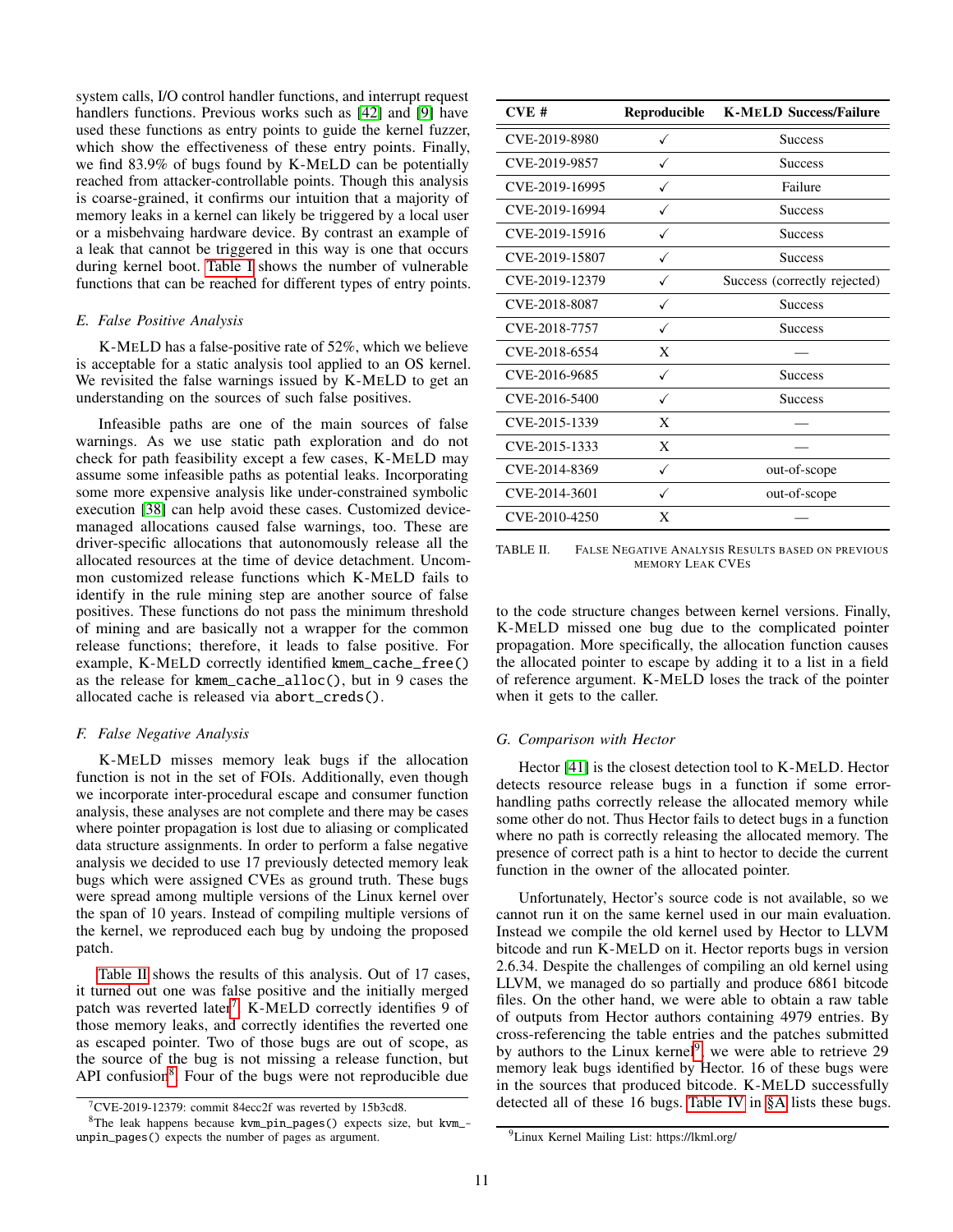system calls, I/O control handler functions, and interrupt request handlers functions. Previous works such as [42] and [9] have used these functions as entry points to guide the kernel fuzzer, which show the effectiveness of these entry points. Finally, we find 83.9% of bugs found by K-MELD can be potentially reached from attacker-controllable points. Though this analysis is coarse-grained, it confirms our intuition that a majority of memory leaks in a kernel can likely be triggered by a local user or a misbehaving hardware device. By contrast an example of a leak that cannot be triggered in this way is one that occurs during kernel boot. Table I shows the number of vulnerable functions that can be reached for different types of entry points.

### *E. False Positive Analysis*

K-MELD has a false-positive rate of 52%, which we believe is acceptable for a static analysis tool applied to an OS kernel. We revisited the false warnings issued by K-MELD to get an understanding on the sources of such false positives.

Infeasible paths are one of the main sources of false warnings. As we use static path exploration and do not check for path feasibility except a few cases, K-MELD may assume some infeasible paths as potential leaks. Incorporating some more expensive analysis like under-constrained symbolic execution [38] can help avoid these cases. Customized device-managed allocations caused false warnings, too. These are driver-specific allocations that autonomously release all the allocated resources at the time of device detachment. Uncommon customized release functions which K-MELD fails to identify in the rule mining step are another source of false positives. These functions do not pass the minimum threshold of mining and are basically not a wrapper for the common release functions; therefore, it leads to false positive. For example, K-MELD correctly identified `kmem_cache_free()` as the release for `kmem_cache_alloc()`, but in 9 cases the allocated cache is released via `abort_creds()`.

### *F. False Negative Analysis*

K-MELD misses memory leak bugs if the allocation function is not in the set of FOIs. Additionally, even though we incorporate inter-procedural escape and consumer function analysis, these analyses are not complete and there may be cases where pointer propagation is lost due to aliasing or complicated data structure assignments. In order to perform a false negative analysis we decided to use 17 previously detected memory leak bugs which were assigned CVEs as ground truth. These bugs were spread among multiple versions of the Linux kernel over the span of 10 years. Instead of compiling multiple versions of the kernel, we reproduced each bug by undoing the proposed patch.

Table II shows the results of this analysis. Out of 17 cases, it turned out one was false positive and the initially merged patch was reverted later[7]. K-MELD correctly identifies 9 of those memory leaks, and correctly identifies the reverted one as escaped pointer. Two of those bugs are out of scope, as the source of the bug is not missing a release function, but API confusion[8]. Four of the bugs were not reproducible due to the code structure changes between kernel versions. Finally, K-MELD missed one bug due to the complicated pointer propagation. More specifically, the allocation function causes the allocated pointer to escape by adding it to a list in a field of reference argument. K-MELD loses the track of the pointer when it gets to the caller.

| CVE # | Reproducible | K-MELD Success/Failure |
|---|---|---|
| CVE-2019-8980 | ✓ | Success |
| CVE-2019-9857 | ✓ | Success |
| CVE-2019-16995 | ✓ | Failure |
| CVE-2019-16994 | ✓ | Success |
| CVE-2019-15916 | ✓ | Success |
| CVE-2019-15807 | ✓ | Success |
| CVE-2019-12379 | ✓ | Success (correctly rejected) |
| CVE-2018-8087 | ✓ | Success |
| CVE-2018-7757 | ✓ | Success |
| CVE-2018-6554 | X | — |
| CVE-2016-9685 | ✓ | Success |
| CVE-2016-5400 | ✓ | Success |
| CVE-2015-1339 | X | — |
| CVE-2015-1333 | X | — |
| CVE-2014-8369 | ✓ | out-of-scope |
| CVE-2014-3601 | ✓ | out-of-scope |
| CVE-2010-4250 | X | — |

TABLE II. FALSE NEGATIVE ANALYSIS RESULTS BASED ON PREVIOUS MEMORY LEAK CVES

### *G. Comparison with Hector*

Hector [41] is the closest detection tool to K-MELD. Hector detects resource release bugs in a function if some error-handling paths correctly release the allocated memory while some other do not. Thus Hector fails to detect bugs in a function where no path is correctly releasing the allocated memory. The presence of correct path is a hint to hector to decide the current function in the owner of the allocated pointer.

Unfortunately, Hector's source code is not available, so we cannot run it on the same kernel used in our main evaluation. Instead we compile the old kernel used by Hector to LLVM bitcode and run K-MELD on it. Hector reports bugs in version 2.6.34. Despite the challenges of compiling an old kernel using LLVM, we managed do so partially and produce 6861 bitcode files. On the other hand, we were able to obtain a raw table of outputs from Hector authors containing 4979 entries. By cross-referencing the table entries and the patches submitted by authors to the Linux kernel[9], we were able to retrieve 29 memory leak bugs identified by Hector. 16 of these bugs were in the sources that produced bitcode. K-MELD successfully detected all of these 16 bugs. Table IV in §A lists these bugs.

[7] CVE-2019-12379: commit 84ecc2f was reverted by 15b3cd8.

[8] The leak happens because `kvm_pin_pages()` expects size, but `kvm_unpin_pages()` expects the number of pages as argument.

[9] Linux Kernel Mailing List: https://lkml.org/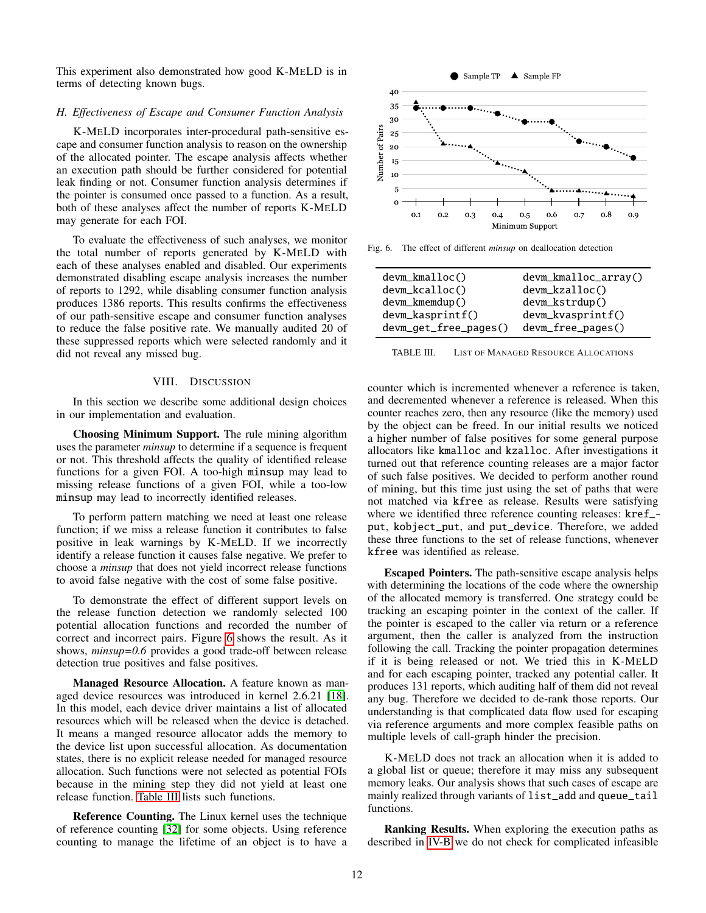This experiment also demonstrated how good K-MELD is in terms of detecting known bugs.

### H. Effectiveness of Escape and Consumer Function Analysis

K-MELD incorporates inter-procedural path-sensitive escape and consumer function analysis to reason on the ownership of the allocated pointer. The escape analysis affects whether an execution path should be further considered for potential leak finding or not. Consumer function analysis determines if the pointer is consumed once passed to a function. As a result, both of these analyses affect the number of reports K-MELD may generate for each FOI.

To evaluate the effectiveness of such analyses, we monitor the total number of reports generated by K-MELD with each of these analyses enabled and disabled. Our experiments demonstrated disabling escape analysis increases the number of reports to 1292, while disabling consumer function analysis produces 1386 reports. This results confirms the effectiveness of our path-sensitive escape and consumer function analyses to reduce the false positive rate. We manually audited 20 of these suppressed reports which were selected randomly and it did not reveal any missed bug.

## VIII. Discussion

In this section we describe some additional design choices in our implementation and evaluation.

**Choosing Minimum Support.** The rule mining algorithm uses the parameter *minsup* to determine if a sequence is frequent or not. This threshold affects the quality of identified release functions for a given FOI. A too-high `minsup` may lead to missing release functions of a given FOI, while a too-low `minsup` may lead to incorrectly identified releases.

To perform pattern matching we need at least one release function; if we miss a release function it contributes to false positive in leak warnings by K-MELD. If we incorrectly identify a release function it causes false negative. We prefer to choose a *minsup* that does not yield incorrect release functions to avoid false negative with the cost of some false positive.

To demonstrate the effect of different support levels on the release function detection we randomly selected 100 potential allocation functions and recorded the number of correct and incorrect pairs. Figure 6 shows the result. As it shows, *minsup=0.6* provides a good trade-off between release detection true positives and false positives.

Fig. 6. The effect of different *minsup* on deallocation detection

**Managed Resource Allocation.** A feature known as managed device resources was introduced in kernel 2.6.21 [18]. In this model, each device driver maintains a list of allocated resources which will be released when the device is detached. It means a manged resource allocator adds the memory to the device list upon successful allocation. As documentation states, there is no explicit release needed for managed resource allocation. Such functions were not selected as potential FOIs because in the mining step they did not yield at least one release function. Table III lists such functions.

| | |
|---|---|
| `devm_kmalloc()` | `devm_kmalloc_array()` |
| `devm_kcalloc()` | `devm_kzalloc()` |
| `devm_kmemdup()` | `devm_kstrdup()` |
| `devm_kasprintf()` | `devm_kvasprintf()` |
| `devm_get_free_pages()` | `devm_free_pages()` |

TABLE III. List of Managed Resource Allocations

**Reference Counting.** The Linux kernel uses the technique of reference counting [32] for some objects. Using reference counting to manage the lifetime of an object is to have a counter which is incremented whenever a reference is taken, and decremented whenever a reference is released. When this counter reaches zero, then any resource (like the memory) used by the object can be freed. In our initial results we noticed a higher number of false positives for some general purpose allocators like `kmalloc` and `kzalloc`. After investigations it turned out that reference counting releases are a major factor of such false positives. We decided to perform another round of mining, but this time just using the set of paths that were not matched via `kfree` as release. Results were satisfying where we identified three reference counting releases: `kref_put`, `kobject_put`, and `put_device`. Therefore, we added these three functions to the set of release functions, whenever `kfree` was identified as release.

**Escaped Pointers.** The path-sensitive escape analysis helps with determining the locations of the code where the ownership of the allocated memory is transferred. One strategy could be tracking an escaping pointer in the context of the caller. If the pointer is escaped to the caller via return or a reference argument, then the caller is analyzed from the instruction following the call. Tracking the pointer propagation determines if it is being released or not. We tried this in K-MELD and for each escaping pointer, tracked any potential caller. It produces 131 reports, which auditing half of them did not reveal any bug. Therefore we decided to de-rank those reports. Our understanding is that complicated data flow used for escaping via reference arguments and more complex feasible paths on multiple levels of call-graph hinder the precision.

K-MELD does not track an allocation when it is added to a global list or queue; therefore it may miss any subsequent memory leaks. Our analysis shows that such cases of escape are mainly realized through variants of `list_add` and `queue_tail` functions.

**Ranking Results.** When exploring the execution paths as described in IV-B we do not check for complicated infeasible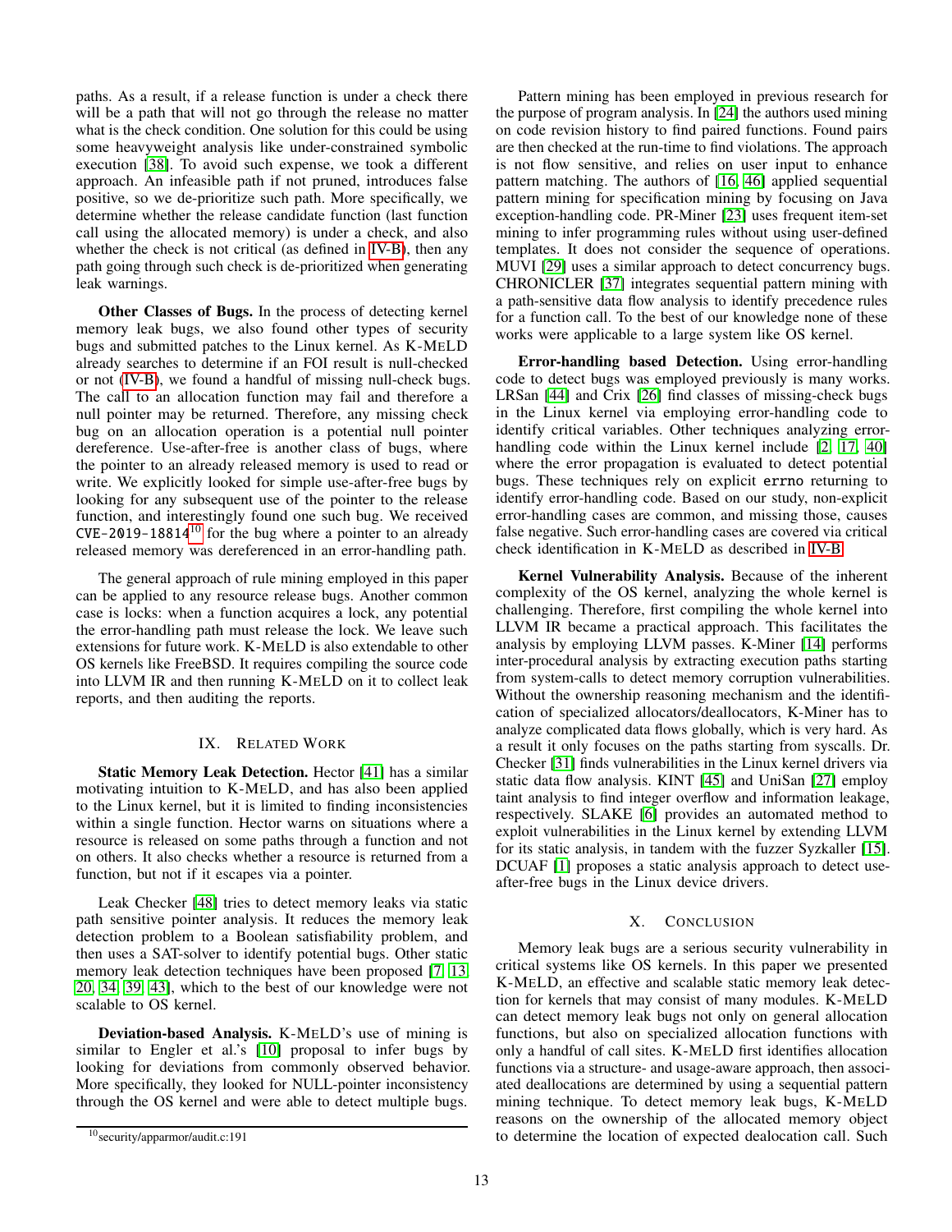paths. As a result, if a release function is under a check there will be a path that will not go through the release no matter what is the check condition. One solution for this could be using some heavyweight analysis like under-constrained symbolic execution [38]. To avoid such expense, we took a different approach. An infeasible path if not pruned, introduces false positive, so we de-prioritize such path. More specifically, we determine whether the release candidate function (last function call using the allocated memory) is under a check, and also whether the check is not critical (as defined in IV-B), then any path going through such check is de-prioritized when generating leak warnings.

**Other Classes of Bugs.** In the process of detecting kernel memory leak bugs, we also found other types of security bugs and submitted patches to the Linux kernel. As K-MELD already searches to determine if an FOI result is null-checked or not (IV-B), we found a handful of missing null-check bugs. The call to an allocation function may fail and therefore a null pointer may be returned. Therefore, any missing check bug on an allocation operation is a potential null pointer dereference. Use-after-free is another class of bugs, where the pointer to an already released memory is used to read or write. We explicitly looked for simple use-after-free bugs by looking for any subsequent use of the pointer to the release function, and interestingly found one such bug. We received `CVE-2019-18814`[10] for the bug where a pointer to an already released memory was dereferenced in an error-handling path.

The general approach of rule mining employed in this paper can be applied to any resource release bugs. Another common case is locks: when a function acquires a lock, any potential the error-handling path must release the lock. We leave such extensions for future work. K-MELD is also extendable to other OS kernels like FreeBSD. It requires compiling the source code into LLVM IR and then running K-MELD on it to collect leak reports, and then auditing the reports.

## IX. Related Work

**Static Memory Leak Detection.** Hector [41] has a similar motivating intuition to K-MELD, and has also been applied to the Linux kernel, but it is limited to finding inconsistencies within a single function. Hector warns on situations where a resource is released on some paths through a function and not on others. It also checks whether a resource is returned from a function, but not if it escapes via a pointer.

Leak Checker [48] tries to detect memory leaks via static path sensitive pointer analysis. It reduces the memory leak detection problem to a Boolean satisfiability problem, and then uses a SAT-solver to identify potential bugs. Other static memory leak detection techniques have been proposed [7, 13, 20, 34, 39, 43], which to the best of our knowledge were not scalable to OS kernel.

**Deviation-based Analysis.** K-MELD's use of mining is similar to Engler et al.'s [10] proposal to infer bugs by looking for deviations from commonly observed behavior. More specifically, they looked for NULL-pointer inconsistency through the OS kernel and were able to detect multiple bugs.

Pattern mining has been employed in previous research for the purpose of program analysis. In [24] the authors used mining on code revision history to find paired functions. Found pairs are then checked at the run-time to find violations. The approach is not flow sensitive, and relies on user input to enhance pattern matching. The authors of [16, 46] applied sequential pattern mining for specification mining by focusing on Java exception-handling code. PR-Miner [23] uses frequent item-set mining to infer programming rules without using user-defined templates. It does not consider the sequence of operations. MUVI [29] uses a similar approach to detect concurrency bugs. CHRONICLER [37] integrates sequential pattern mining with a path-sensitive data flow analysis to identify precedence rules for a function call. To the best of our knowledge none of these works were applicable to a large system like OS kernel.

**Error-handling based Detection.** Using error-handling code to detect bugs was employed previously is many works. LRSan [44] and Crix [26] find classes of missing-check bugs in the Linux kernel via employing error-handling code to identify critical variables. Other techniques analyzing error-handling code within the Linux kernel include [2, 17, 40] where the error propagation is evaluated to detect potential bugs. These techniques rely on explicit `errno` returning to identify error-handling code. Based on our study, non-explicit error-handling cases are common, and missing those, causes false negative. Such error-handling cases are covered via critical check identification in K-MELD as described in IV-B.

**Kernel Vulnerability Analysis.** Because of the inherent complexity of the OS kernel, analyzing the whole kernel is challenging. Therefore, first compiling the whole kernel into LLVM IR became a practical approach. This facilitates the analysis by employing LLVM passes. K-Miner [14] performs inter-procedural analysis by extracting execution paths starting from system-calls to detect memory corruption vulnerabilities. Without the ownership reasoning mechanism and the identification of specialized allocators/deallocators, K-Miner has to analyze complicated data flows globally, which is very hard. As a result it only focuses on the paths starting from syscalls. Dr. Checker [31] finds vulnerabilities in the Linux kernel drivers via static data flow analysis. KINT [45] and UniSan [27] employ taint analysis to find integer overflow and information leakage, respectively. SLAKE [6] provides an automated method to exploit vulnerabilities in the Linux kernel by extending LLVM for its static analysis, in tandem with the fuzzer Syzkaller [15]. DCUAF [1] proposes a static analysis approach to detect use-after-free bugs in the Linux device drivers.

## X. Conclusion

Memory leak bugs are a serious security vulnerability in critical systems like OS kernels. In this paper we presented K-MELD, an effective and scalable static memory leak detection for kernels that may consist of many modules. K-MELD can detect memory leak bugs not only on general allocation functions, but also on specialized allocation functions with only a handful of call sites. K-MELD first identifies allocation functions via a structure- and usage-aware approach, then associated deallocations are determined by using a sequential pattern mining technique. To detect memory leak bugs, K-MELD reasons on the ownership of the allocated memory object to determine the location of expected dealocation call. Such

[10] security/apparmor/audit.c:191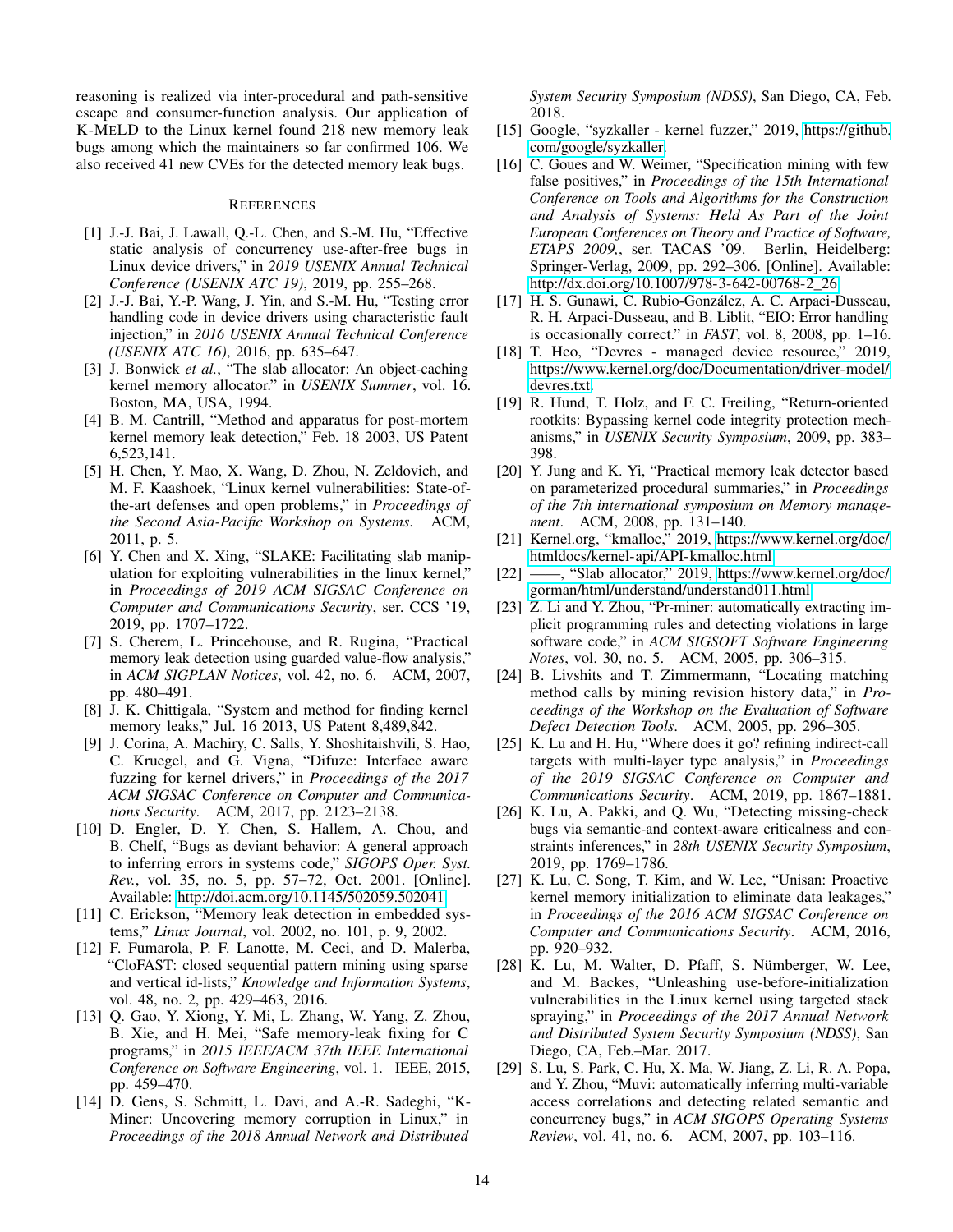reasoning is realized via inter-procedural and path-sensitive escape and consumer-function analysis. Our application of K-MELD to the Linux kernel found 218 new memory leak bugs among which the maintainers so far confirmed 106. We also received 41 new CVEs for the detected memory leak bugs.

## REFERENCES

[1] J.-J. Bai, J. Lawall, Q.-L. Chen, and S.-M. Hu, "Effective static analysis of concurrency use-after-free bugs in Linux device drivers," in *2019 USENIX Annual Technical Conference (USENIX ATC 19)*, 2019, pp. 255–268.

[2] J.-J. Bai, Y.-P. Wang, J. Yin, and S.-M. Hu, "Testing error handling code in device drivers using characteristic fault injection," in *2016 USENIX Annual Technical Conference (USENIX ATC 16)*, 2016, pp. 635–647.

[3] J. Bonwick *et al.*, "The slab allocator: An object-caching kernel memory allocator." in *USENIX Summer*, vol. 16. Boston, MA, USA, 1994.

[4] B. M. Cantrill, "Method and apparatus for post-mortem kernel memory leak detection," Feb. 18 2003, US Patent 6,523,141.

[5] H. Chen, Y. Mao, X. Wang, D. Zhou, N. Zeldovich, and M. F. Kaashoek, "Linux kernel vulnerabilities: State-of-the-art defenses and open problems," in *Proceedings of the Second Asia-Pacific Workshop on Systems*. ACM, 2011, p. 5.

[6] Y. Chen and X. Xing, "SLAKE: Facilitating slab manipulation for exploiting vulnerabilities in the linux kernel," in *Proceedings of 2019 ACM SIGSAC Conference on Computer and Communications Security*, ser. CCS '19, 2019, pp. 1707–1722.

[7] S. Cherem, L. Princehouse, and R. Rugina, "Practical memory leak detection using guarded value-flow analysis," in *ACM SIGPLAN Notices*, vol. 42, no. 6. ACM, 2007, pp. 480–491.

[8] J. K. Chittigala, "System and method for finding kernel memory leaks," Jul. 16 2013, US Patent 8,489,842.

[9] J. Corina, A. Machiry, C. Salls, Y. Shoshitaishvili, S. Hao, C. Kruegel, and G. Vigna, "Difuze: Interface aware fuzzing for kernel drivers," in *Proceedings of the 2017 ACM SIGSAC Conference on Computer and Communications Security*. ACM, 2017, pp. 2123–2138.

[10] D. Engler, D. Y. Chen, S. Hallem, A. Chou, and B. Chelf, "Bugs as deviant behavior: A general approach to inferring errors in systems code," *SIGOPS Oper. Syst. Rev.*, vol. 35, no. 5, pp. 57–72, Oct. 2001. [Online]. Available: http://doi.acm.org/10.1145/502059.502041

[11] C. Erickson, "Memory leak detection in embedded systems," *Linux Journal*, vol. 2002, no. 101, p. 9, 2002.

[12] F. Fumarola, P. F. Lanotte, M. Ceci, and D. Malerba, "CloFAST: closed sequential pattern mining using sparse and vertical id-lists," *Knowledge and Information Systems*, vol. 48, no. 2, pp. 429–463, 2016.

[13] Q. Gao, Y. Xiong, Y. Mi, L. Zhang, W. Yang, Z. Zhou, B. Xie, and H. Mei, "Safe memory-leak fixing for C programs," in *2015 IEEE/ACM 37th IEEE International Conference on Software Engineering*, vol. 1. IEEE, 2015, pp. 459–470.

[14] D. Gens, S. Schmitt, L. Davi, and A.-R. Sadeghi, "K-Miner: Uncovering memory corruption in Linux," in *Proceedings of the 2018 Annual Network and Distributed System Security Symposium (NDSS)*, San Diego, CA, Feb. 2018.

[15] Google, "syzkaller - kernel fuzzer," 2019, https://github.com/google/syzkaller.

[16] C. Goues and W. Weimer, "Specification mining with few false positives," in *Proceedings of the 15th International Conference on Tools and Algorithms for the Construction and Analysis of Systems: Held As Part of the Joint European Conferences on Theory and Practice of Software, ETAPS 2009,*, ser. TACAS '09. Berlin, Heidelberg: Springer-Verlag, 2009, pp. 292–306. [Online]. Available: http://dx.doi.org/10.1007/978-3-642-00768-2_26

[17] H. S. Gunawi, C. Rubio-González, A. C. Arpaci-Dusseau, R. H. Arpaci-Dusseau, and B. Liblit, "EIO: Error handling is occasionally correct." in *FAST*, vol. 8, 2008, pp. 1–16.

[18] T. Heo, "Devres - managed device resource," 2019, https://www.kernel.org/doc/Documentation/driver-model/devres.txt.

[19] R. Hund, T. Holz, and F. C. Freiling, "Return-oriented rootkits: Bypassing kernel code integrity protection mechanisms," in *USENIX Security Symposium*, 2009, pp. 383–398.

[20] Y. Jung and K. Yi, "Practical memory leak detector based on parameterized procedural summaries," in *Proceedings of the 7th international symposium on Memory management*. ACM, 2008, pp. 131–140.

[21] Kernel.org, "kmalloc," 2019, https://www.kernel.org/doc/htmldocs/kernel-api/API-kmalloc.html.

[22] ——, "Slab allocator," 2019, https://www.kernel.org/doc/gorman/html/understand/understand011.html.

[23] Z. Li and Y. Zhou, "Pr-miner: automatically extracting implicit programming rules and detecting violations in large software code," in *ACM SIGSOFT Software Engineering Notes*, vol. 30, no. 5. ACM, 2005, pp. 306–315.

[24] B. Livshits and T. Zimmermann, "Locating matching method calls by mining revision history data," in *Proceedings of the Workshop on the Evaluation of Software Defect Detection Tools*. ACM, 2005, pp. 296–305.

[25] K. Lu and H. Hu, "Where does it go? refining indirect-call targets with multi-layer type analysis," in *Proceedings of the 2019 SIGSAC Conference on Computer and Communications Security*. ACM, 2019, pp. 1867–1881.

[26] K. Lu, A. Pakki, and Q. Wu, "Detecting missing-check bugs via semantic-and context-aware criticalness and constraints inferences," in *28th USENIX Security Symposium*, 2019, pp. 1769–1786.

[27] K. Lu, C. Song, T. Kim, and W. Lee, "Unisan: Proactive kernel memory initialization to eliminate data leakages," in *Proceedings of the 2016 ACM SIGSAC Conference on Computer and Communications Security*. ACM, 2016, pp. 920–932.

[28] K. Lu, M. Walter, D. Pfaff, S. Nümberger, W. Lee, and M. Backes, "Unleashing use-before-initialization vulnerabilities in the Linux kernel using targeted stack spraying," in *Proceedings of the 2017 Annual Network and Distributed System Security Symposium (NDSS)*, San Diego, CA, Feb.–Mar. 2017.

[29] S. Lu, S. Park, C. Hu, X. Ma, W. Jiang, Z. Li, R. A. Popa, and Y. Zhou, "Muvi: automatically inferring multi-variable access correlations and detecting related semantic and concurrency bugs," in *ACM SIGOPS Operating Systems Review*, vol. 41, no. 6. ACM, 2007, pp. 103–116.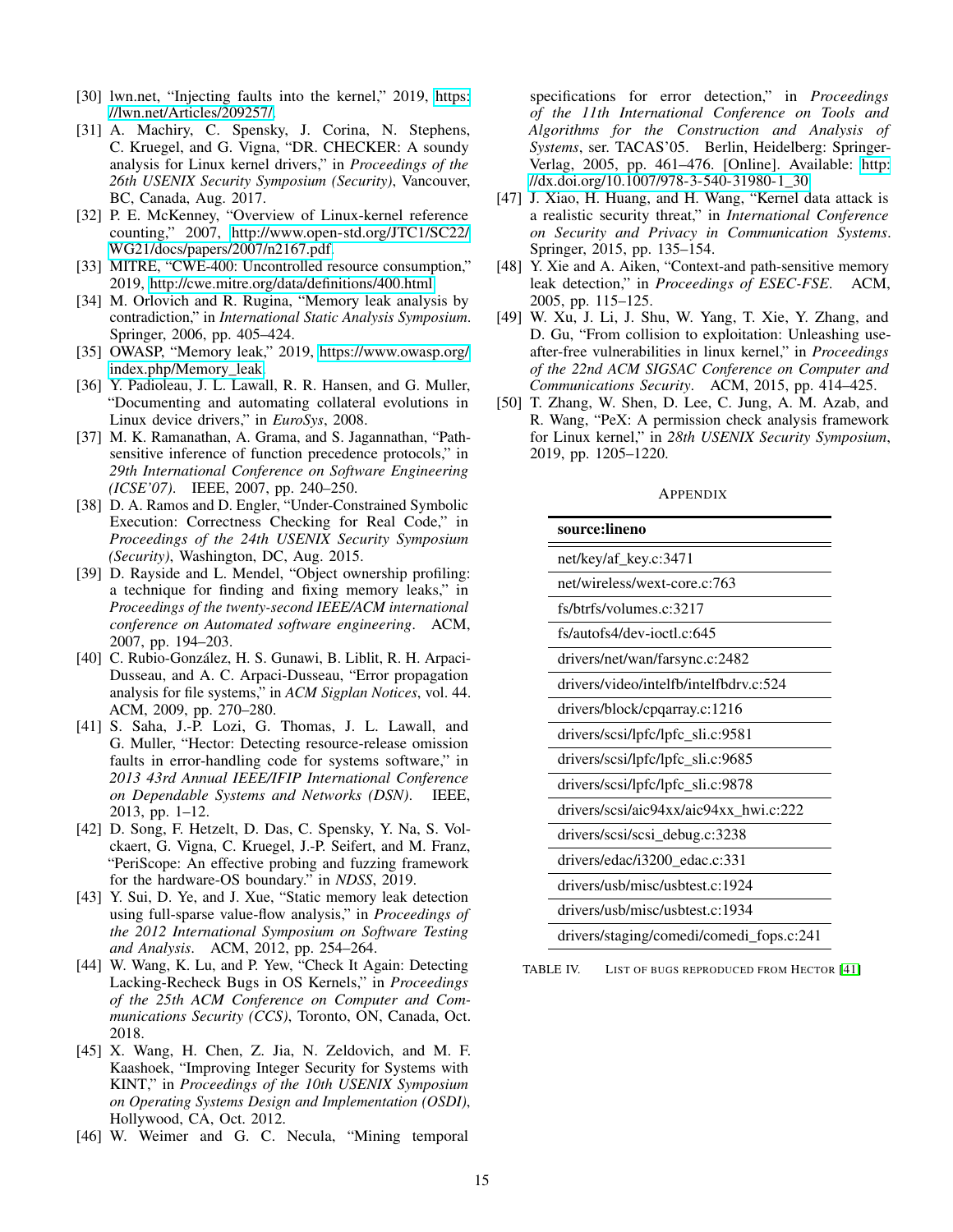[30] lwn.net, "Injecting faults into the kernel," 2019, https://lwn.net/Articles/209257/.

[31] A. Machiry, C. Spensky, J. Corina, N. Stephens, C. Kruegel, and G. Vigna, "DR. CHECKER: A soundy analysis for Linux kernel drivers," in *Proceedings of the 26th USENIX Security Symposium (Security)*, Vancouver, BC, Canada, Aug. 2017.

[32] P. E. McKenney, "Overview of Linux-kernel reference counting," 2007, http://www.open-std.org/JTC1/SC22/WG21/docs/papers/2007/n2167.pdf.

[33] MITRE, "CWE-400: Uncontrolled resource consumption," 2019, http://cwe.mitre.org/data/definitions/400.html.

[34] M. Orlovich and R. Rugina, "Memory leak analysis by contradiction," in *International Static Analysis Symposium*. Springer, 2006, pp. 405–424.

[35] OWASP, "Memory leak," 2019, https://www.owasp.org/index.php/Memory_leak.

[36] Y. Padioleau, J. L. Lawall, R. R. Hansen, and G. Muller, "Documenting and automating collateral evolutions in Linux device drivers," in *EuroSys*, 2008.

[37] M. K. Ramanathan, A. Grama, and S. Jagannathan, "Path-sensitive inference of function precedence protocols," in *29th International Conference on Software Engineering (ICSE'07)*. IEEE, 2007, pp. 240–250.

[38] D. A. Ramos and D. Engler, "Under-Constrained Symbolic Execution: Correctness Checking for Real Code," in *Proceedings of the 24th USENIX Security Symposium (Security)*, Washington, DC, Aug. 2015.

[39] D. Rayside and L. Mendel, "Object ownership profiling: a technique for finding and fixing memory leaks," in *Proceedings of the twenty-second IEEE/ACM international conference on Automated software engineering*. ACM, 2007, pp. 194–203.

[40] C. Rubio-González, H. S. Gunawi, B. Liblit, R. H. Arpaci-Dusseau, and A. C. Arpaci-Dusseau, "Error propagation analysis for file systems," in *ACM Sigplan Notices*, vol. 44. ACM, 2009, pp. 270–280.

[41] S. Saha, J.-P. Lozi, G. Thomas, J. L. Lawall, and G. Muller, "Hector: Detecting resource-release omission faults in error-handling code for systems software," in *2013 43rd Annual IEEE/IFIP International Conference on Dependable Systems and Networks (DSN)*. IEEE, 2013, pp. 1–12.

[42] D. Song, F. Hetzelt, D. Das, C. Spensky, Y. Na, S. Volckaert, G. Vigna, C. Kruegel, J.-P. Seifert, and M. Franz, "PeriScope: An effective probing and fuzzing framework for the hardware-OS boundary." in *NDSS*, 2019.

[43] Y. Sui, D. Ye, and J. Xue, "Static memory leak detection using full-sparse value-flow analysis," in *Proceedings of the 2012 International Symposium on Software Testing and Analysis*. ACM, 2012, pp. 254–264.

[44] W. Wang, K. Lu, and P. Yew, "Check It Again: Detecting Lacking-Recheck Bugs in OS Kernels," in *Proceedings of the 25th ACM Conference on Computer and Communications Security (CCS)*, Toronto, ON, Canada, Oct. 2018.

[45] X. Wang, H. Chen, Z. Jia, N. Zeldovich, and M. F. Kaashoek, "Improving Integer Security for Systems with KINT," in *Proceedings of the 10th USENIX Symposium on Operating Systems Design and Implementation (OSDI)*, Hollywood, CA, Oct. 2012.

[46] W. Weimer and G. C. Necula, "Mining temporal specifications for error detection," in *Proceedings of the 11th International Conference on Tools and Algorithms for the Construction and Analysis of Systems*, ser. TACAS'05. Berlin, Heidelberg: Springer-Verlag, 2005, pp. 461–476. [Online]. Available: http://dx.doi.org/10.1007/978-3-540-31980-1_30

[47] J. Xiao, H. Huang, and H. Wang, "Kernel data attack is a realistic security threat," in *International Conference on Security and Privacy in Communication Systems*. Springer, 2015, pp. 135–154.

[48] Y. Xie and A. Aiken, "Context-and path-sensitive memory leak detection," in *Proceedings of ESEC-FSE*. ACM, 2005, pp. 115–125.

[49] W. Xu, J. Li, J. Shu, W. Yang, T. Xie, Y. Zhang, and D. Gu, "From collision to exploitation: Unleashing use-after-free vulnerabilities in linux kernel," in *Proceedings of the 22nd ACM SIGSAC Conference on Computer and Communications Security*. ACM, 2015, pp. 414–425.

[50] T. Zhang, W. Shen, D. Lee, C. Jung, A. M. Azab, and R. Wang, "PeX: A permission check analysis framework for Linux kernel," in *28th USENIX Security Symposium*, 2019, pp. 1205–1220.

## Appendix

| **source:lineno** |
|---|
| net/key/af_key.c:3471 |
| net/wireless/wext-core.c:763 |
| fs/btrfs/volumes.c:3217 |
| fs/autofs4/dev-ioctl.c:645 |
| drivers/net/wan/farsync.c:2482 |
| drivers/video/intelfb/intelfbdrv.c:524 |
| drivers/block/cpqarray.c:1216 |
| drivers/scsi/lpfc/lpfc_sli.c:9581 |
| drivers/scsi/lpfc/lpfc_sli.c:9685 |
| drivers/scsi/lpfc/lpfc_sli.c:9878 |
| drivers/scsi/aic94xx/aic94xx_hwi.c:222 |
| drivers/scsi/scsi_debug.c:3238 |
| drivers/edac/i3200_edac.c:331 |
| drivers/usb/misc/usbtest.c:1924 |
| drivers/usb/misc/usbtest.c:1934 |
| drivers/staging/comedi/comedi_fops.c:241 |

TABLE IV. List of bugs reproduced from Hector [41]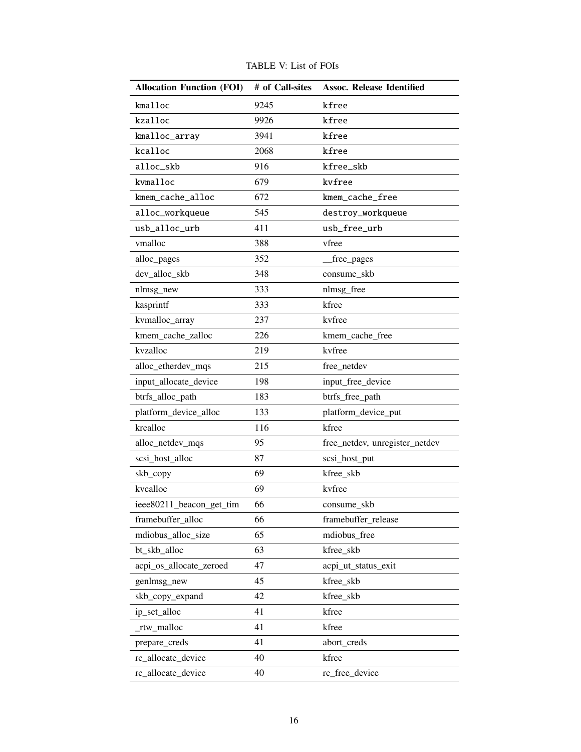TABLE V: List of FOIs

| Allocation Function (FOI) | # of Call-sites | Assoc. Release Identified |
|---|---|---|
| kmalloc | 9245 | kfree |
| kzalloc | 9926 | kfree |
| kmalloc_array | 3941 | kfree |
| kcalloc | 2068 | kfree |
| alloc_skb | 916 | kfree_skb |
| kvmalloc | 679 | kvfree |
| kmem_cache_alloc | 672 | kmem_cache_free |
| alloc_workqueue | 545 | destroy_workqueue |
| usb_alloc_urb | 411 | usb_free_urb |
| vmalloc | 388 | vfree |
| alloc_pages | 352 | __free_pages |
| dev_alloc_skb | 348 | consume_skb |
| nlmsg_new | 333 | nlmsg_free |
| kasprintf | 333 | kfree |
| kvmalloc_array | 237 | kvfree |
| kmem_cache_zalloc | 226 | kmem_cache_free |
| kvzalloc | 219 | kvfree |
| alloc_etherdev_mqs | 215 | free_netdev |
| input_allocate_device | 198 | input_free_device |
| btrfs_alloc_path | 183 | btrfs_free_path |
| platform_device_alloc | 133 | platform_device_put |
| krealloc | 116 | kfree |
| alloc_netdev_mqs | 95 | free_netdev, unregister_netdev |
| scsi_host_alloc | 87 | scsi_host_put |
| skb_copy | 69 | kfree_skb |
| kvcalloc | 69 | kvfree |
| ieee80211_beacon_get_tim | 66 | consume_skb |
| framebuffer_alloc | 66 | framebuffer_release |
| mdiobus_alloc_size | 65 | mdiobus_free |
| bt_skb_alloc | 63 | kfree_skb |
| acpi_os_allocate_zeroed | 47 | acpi_ut_status_exit |
| genlmsg_new | 45 | kfree_skb |
| skb_copy_expand | 42 | kfree_skb |
| ip_set_alloc | 41 | kfree |
| _rtw_malloc | 41 | kfree |
| prepare_creds | 41 | abort_creds |
| rc_allocate_device | 40 | kfree |
| rc_allocate_device | 40 | rc_free_device |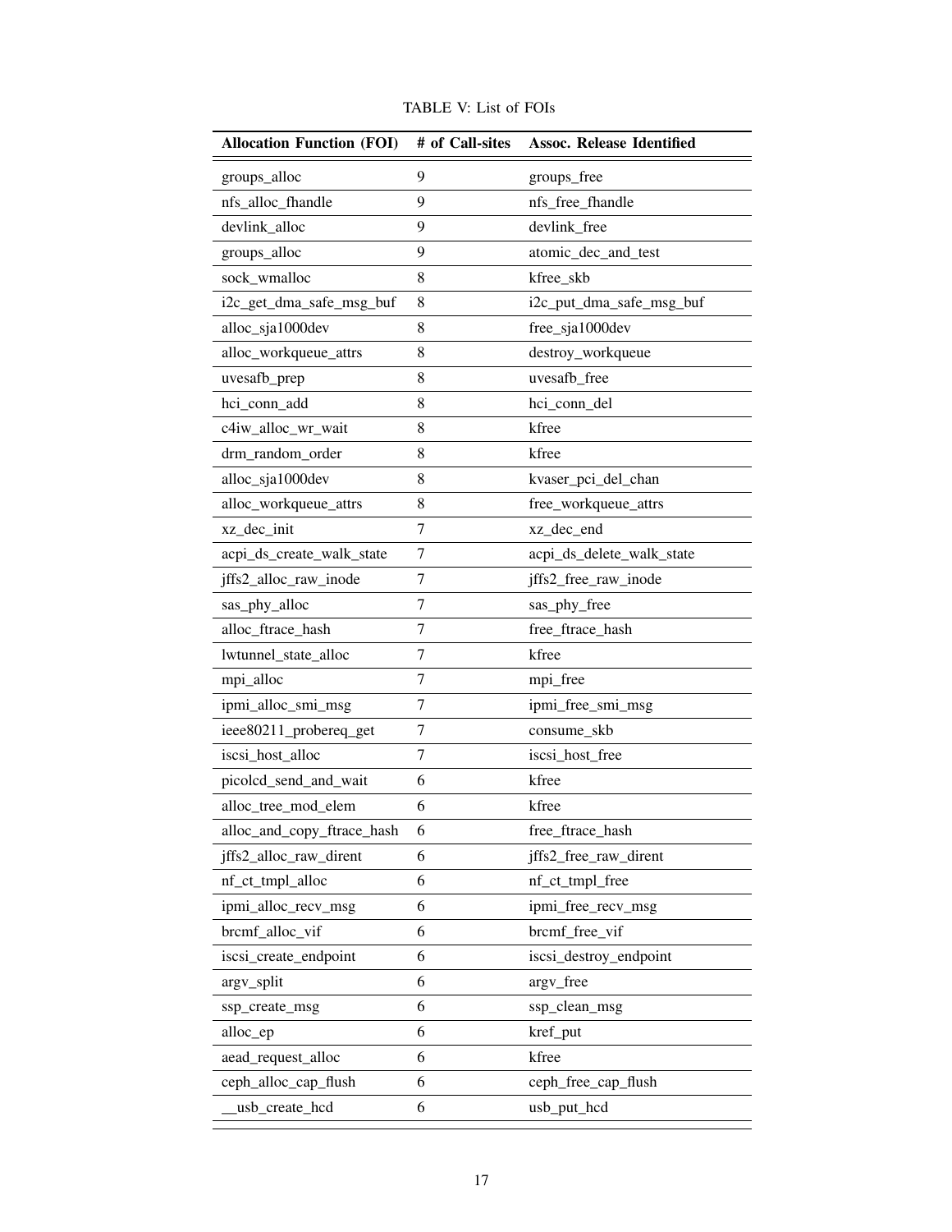TABLE V: List of FOIs

| Allocation Function (FOI) | # of Call-sites | Assoc. Release Identified |
|---|---|---|
| groups_alloc | 9 | groups_free |
| nfs_alloc_fhandle | 9 | nfs_free_fhandle |
| devlink_alloc | 9 | devlink_free |
| groups_alloc | 9 | atomic_dec_and_test |
| sock_wmalloc | 8 | kfree_skb |
| i2c_get_dma_safe_msg_buf | 8 | i2c_put_dma_safe_msg_buf |
| alloc_sja1000dev | 8 | free_sja1000dev |
| alloc_workqueue_attrs | 8 | destroy_workqueue |
| uvesafb_prep | 8 | uvesafb_free |
| hci_conn_add | 8 | hci_conn_del |
| c4iw_alloc_wr_wait | 8 | kfree |
| drm_random_order | 8 | kfree |
| alloc_sja1000dev | 8 | kvaser_pci_del_chan |
| alloc_workqueue_attrs | 8 | free_workqueue_attrs |
| xz_dec_init | 7 | xz_dec_end |
| acpi_ds_create_walk_state | 7 | acpi_ds_delete_walk_state |
| jffs2_alloc_raw_inode | 7 | jffs2_free_raw_inode |
| sas_phy_alloc | 7 | sas_phy_free |
| alloc_ftrace_hash | 7 | free_ftrace_hash |
| lwtunnel_state_alloc | 7 | kfree |
| mpi_alloc | 7 | mpi_free |
| ipmi_alloc_smi_msg | 7 | ipmi_free_smi_msg |
| ieee80211_probereq_get | 7 | consume_skb |
| iscsi_host_alloc | 7 | iscsi_host_free |
| picolcd_send_and_wait | 6 | kfree |
| alloc_tree_mod_elem | 6 | kfree |
| alloc_and_copy_ftrace_hash | 6 | free_ftrace_hash |
| jffs2_alloc_raw_dirent | 6 | jffs2_free_raw_dirent |
| nf_ct_tmpl_alloc | 6 | nf_ct_tmpl_free |
| ipmi_alloc_recv_msg | 6 | ipmi_free_recv_msg |
| brcmf_alloc_vif | 6 | brcmf_free_vif |
| iscsi_create_endpoint | 6 | iscsi_destroy_endpoint |
| argv_split | 6 | argv_free |
| ssp_create_msg | 6 | ssp_clean_msg |
| alloc_ep | 6 | kref_put |
| aead_request_alloc | 6 | kfree |
| ceph_alloc_cap_flush | 6 | ceph_free_cap_flush |
| __usb_create_hcd | 6 | usb_put_hcd |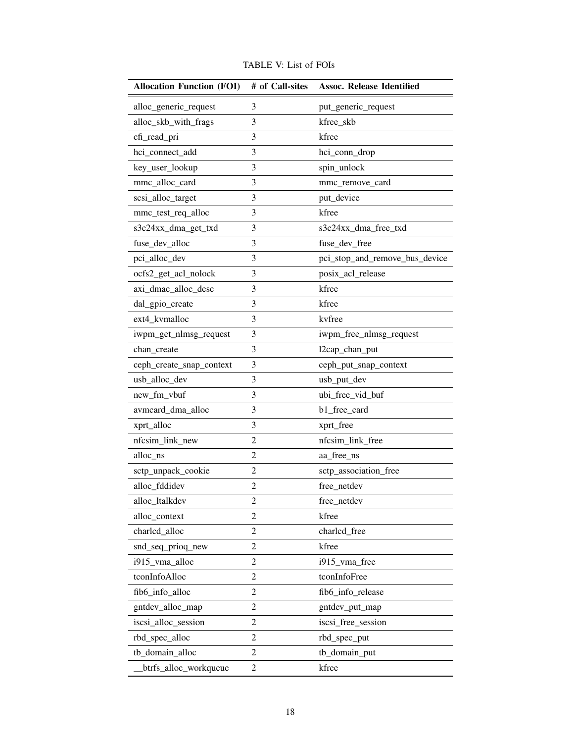TABLE V: List of FOIs

| Allocation Function (FOI) | # of Call-sites | Assoc. Release Identified |
|---|---|---|
| alloc_generic_request | 3 | put_generic_request |
| alloc_skb_with_frags | 3 | kfree_skb |
| cfi_read_pri | 3 | kfree |
| hci_connect_add | 3 | hci_conn_drop |
| key_user_lookup | 3 | spin_unlock |
| mmc_alloc_card | 3 | mmc_remove_card |
| scsi_alloc_target | 3 | put_device |
| mmc_test_req_alloc | 3 | kfree |
| s3c24xx_dma_get_txd | 3 | s3c24xx_dma_free_txd |
| fuse_dev_alloc | 3 | fuse_dev_free |
| pci_alloc_dev | 3 | pci_stop_and_remove_bus_device |
| ocfs2_get_acl_nolock | 3 | posix_acl_release |
| axi_dmac_alloc_desc | 3 | kfree |
| dal_gpio_create | 3 | kfree |
| ext4_kvmalloc | 3 | kvfree |
| iwpm_get_nlmsg_request | 3 | iwpm_free_nlmsg_request |
| chan_create | 3 | l2cap_chan_put |
| ceph_create_snap_context | 3 | ceph_put_snap_context |
| usb_alloc_dev | 3 | usb_put_dev |
| new_fm_vbuf | 3 | ubi_free_vid_buf |
| avmcard_dma_alloc | 3 | b1_free_card |
| xprt_alloc | 3 | xprt_free |
| nfcsim_link_new | 2 | nfcsim_link_free |
| alloc_ns | 2 | aa_free_ns |
| sctp_unpack_cookie | 2 | sctp_association_free |
| alloc_fddidev | 2 | free_netdev |
| alloc_ltalkdev | 2 | free_netdev |
| alloc_context | 2 | kfree |
| charlcd_alloc | 2 | charlcd_free |
| snd_seq_prioq_new | 2 | kfree |
| i915_vma_alloc | 2 | i915_vma_free |
| tconInfoAlloc | 2 | tconInfoFree |
| fib6_info_alloc | 2 | fib6_info_release |
| gntdev_alloc_map | 2 | gntdev_put_map |
| iscsi_alloc_session | 2 | iscsi_free_session |
| rbd_spec_alloc | 2 | rbd_spec_put |
| tb_domain_alloc | 2 | tb_domain_put |
| __btrfs_alloc_workqueue | 2 | kfree |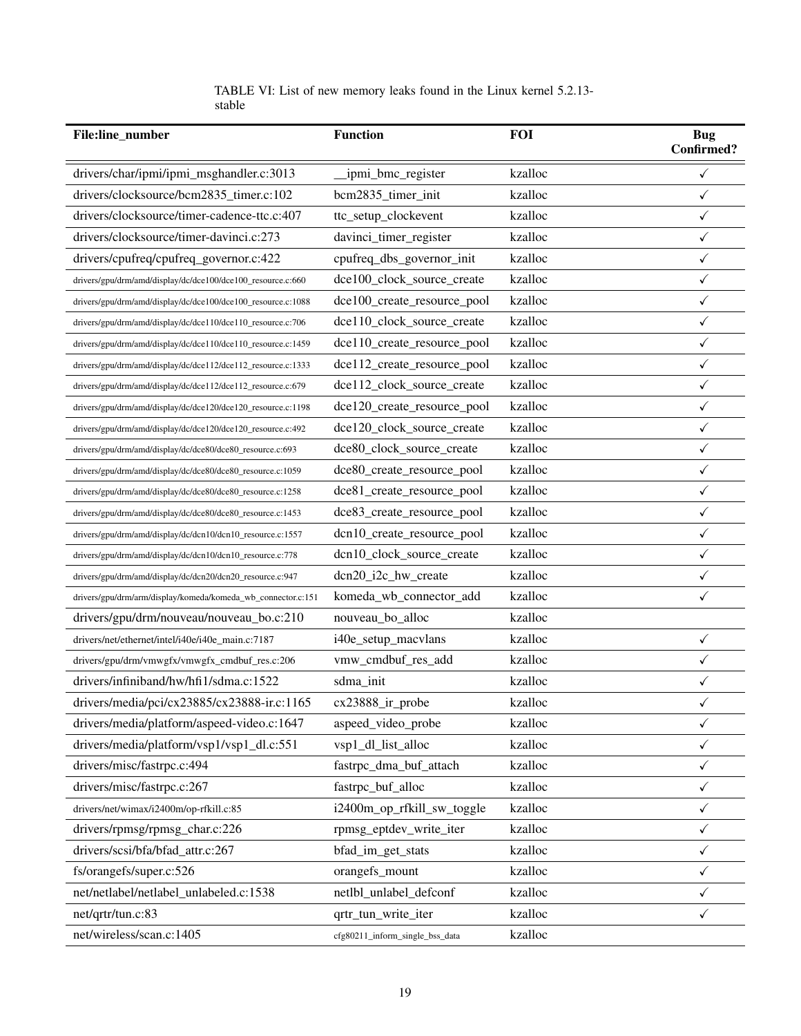TABLE VI: List of new memory leaks found in the Linux kernel 5.2.13-stable

| File:line_number | Function | FOI | Bug Confirmed? |
|---|---|---|---|
| drivers/char/ipmi/ipmi_msghandler.c:3013 | __ipmi_bmc_register | kzalloc | ✓ |
| drivers/clocksource/bcm2835_timer.c:102 | bcm2835_timer_init | kzalloc | ✓ |
| drivers/clocksource/timer-cadence-ttc.c:407 | ttc_setup_clockevent | kzalloc | ✓ |
| drivers/clocksource/timer-davinci.c:273 | davinci_timer_register | kzalloc | ✓ |
| drivers/cpufreq/cpufreq_governor.c:422 | cpufreq_dbs_governor_init | kzalloc | ✓ |
| drivers/gpu/drm/amd/display/dc/dce100/dce100_resource.c:660 | dce100_clock_source_create | kzalloc | ✓ |
| drivers/gpu/drm/amd/display/dc/dce100/dce100_resource.c:1088 | dce100_create_resource_pool | kzalloc | ✓ |
| drivers/gpu/drm/amd/display/dc/dce110/dce110_resource.c:706 | dce110_clock_source_create | kzalloc | ✓ |
| drivers/gpu/drm/amd/display/dc/dce110/dce110_resource.c:1459 | dce110_create_resource_pool | kzalloc | ✓ |
| drivers/gpu/drm/amd/display/dc/dce112/dce112_resource.c:1333 | dce112_create_resource_pool | kzalloc | ✓ |
| drivers/gpu/drm/amd/display/dc/dce112/dce112_resource.c:679 | dce112_clock_source_create | kzalloc | ✓ |
| drivers/gpu/drm/amd/display/dc/dce120/dce120_resource.c:1198 | dce120_create_resource_pool | kzalloc | ✓ |
| drivers/gpu/drm/amd/display/dc/dce120/dce120_resource.c:492 | dce120_clock_source_create | kzalloc | ✓ |
| drivers/gpu/drm/amd/display/dc/dce80/dce80_resource.c:693 | dce80_clock_source_create | kzalloc | ✓ |
| drivers/gpu/drm/amd/display/dc/dce80/dce80_resource.c:1059 | dce80_create_resource_pool | kzalloc | ✓ |
| drivers/gpu/drm/amd/display/dc/dce80/dce80_resource.c:1258 | dce81_create_resource_pool | kzalloc | ✓ |
| drivers/gpu/drm/amd/display/dc/dce80/dce80_resource.c:1453 | dce83_create_resource_pool | kzalloc | ✓ |
| drivers/gpu/drm/amd/display/dc/dcn10/dcn10_resource.c:1557 | dcn10_create_resource_pool | kzalloc | ✓ |
| drivers/gpu/drm/amd/display/dc/dcn10/dcn10_resource.c:778 | dcn10_clock_source_create | kzalloc | ✓ |
| drivers/gpu/drm/amd/display/dc/dcn20/dcn20_resource.c:947 | dcn20_i2c_hw_create | kzalloc | ✓ |
| drivers/gpu/drm/arm/display/komeda/komeda_wb_connector.c:151 | komeda_wb_connector_add | kzalloc | ✓ |
| drivers/gpu/drm/nouveau/nouveau_bo.c:210 | nouveau_bo_alloc | kzalloc | |
| drivers/net/ethernet/intel/i40e/i40e_main.c:7187 | i40e_setup_macvlans | kzalloc | ✓ |
| drivers/gpu/drm/vmwgfx/vmwgfx_cmdbuf_res.c:206 | vmw_cmdbuf_res_add | kzalloc | ✓ |
| drivers/infiniband/hw/hfi1/sdma.c:1522 | sdma_init | kzalloc | ✓ |
| drivers/media/pci/cx23885/cx23888-ir.c:1165 | cx23888_ir_probe | kzalloc | ✓ |
| drivers/media/platform/aspeed-video.c:1647 | aspeed_video_probe | kzalloc | ✓ |
| drivers/media/platform/vsp1/vsp1_dl.c:551 | vsp1_dl_list_alloc | kzalloc | ✓ |
| drivers/misc/fastrpc.c:494 | fastrpc_dma_buf_attach | kzalloc | ✓ |
| drivers/misc/fastrpc.c:267 | fastrpc_buf_alloc | kzalloc | ✓ |
| drivers/net/wimax/i2400m/op-rfkill.c:85 | i2400m_op_rfkill_sw_toggle | kzalloc | ✓ |
| drivers/rpmsg/rpmsg_char.c:226 | rpmsg_eptdev_write_iter | kzalloc | ✓ |
| drivers/scsi/bfa/bfad_attr.c:267 | bfad_im_get_stats | kzalloc | ✓ |
| fs/orangefs/super.c:526 | orangefs_mount | kzalloc | ✓ |
| net/netlabel/netlabel_unlabeled.c:1538 | netlbl_unlabel_defconf | kzalloc | ✓ |
| net/qrtr/tun.c:83 | qrtr_tun_write_iter | kzalloc | ✓ |
| net/wireless/scan.c:1405 | cfg80211_inform_single_bss_data | kzalloc | |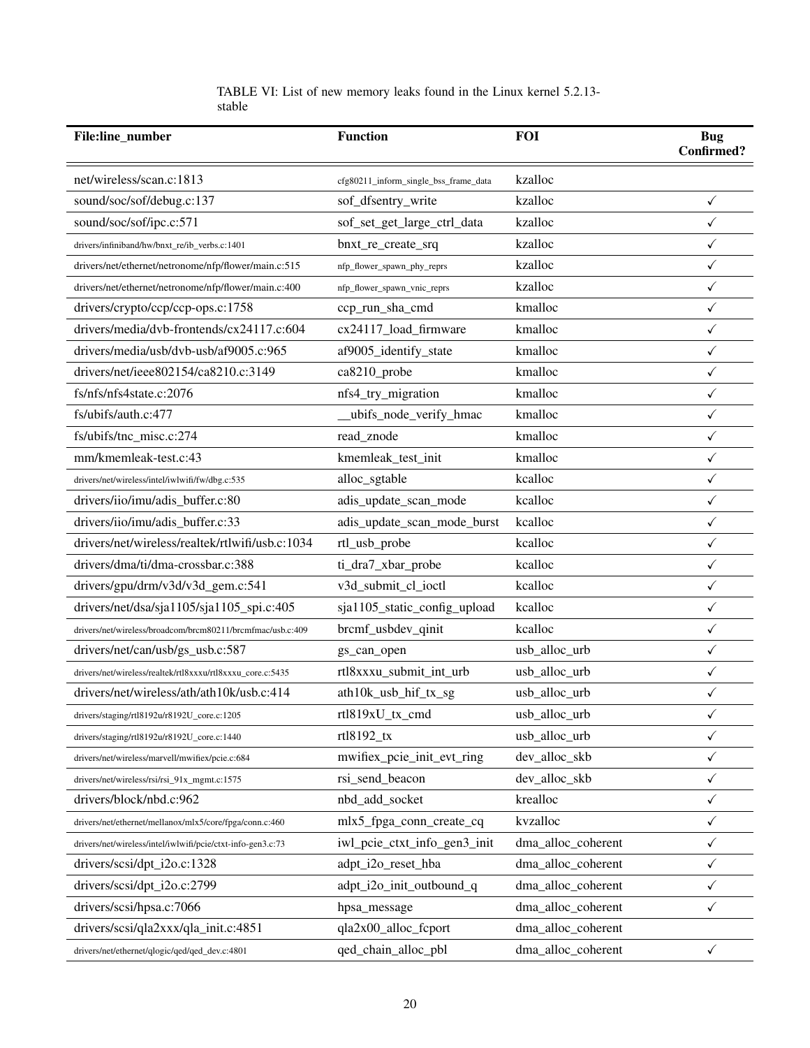TABLE VI: List of new memory leaks found in the Linux kernel 5.2.13-stable

| File:line_number | Function | FOI | Bug Confirmed? |
|---|---|---|---|
| net/wireless/scan.c:1813 | cfg80211_inform_single_bss_frame_data | kzalloc | |
| sound/soc/sof/debug.c:137 | sof_dfsentry_write | kzalloc | ✓ |
| sound/soc/sof/ipc.c:571 | sof_set_get_large_ctrl_data | kzalloc | ✓ |
| drivers/infiniband/hw/bnxt_re/ib_verbs.c:1401 | bnxt_re_create_srq | kzalloc | ✓ |
| drivers/net/ethernet/netronome/nfp/flower/main.c:515 | nfp_flower_spawn_phy_reprs | kzalloc | ✓ |
| drivers/net/ethernet/netronome/nfp/flower/main.c:400 | nfp_flower_spawn_vnic_reprs | kzalloc | ✓ |
| drivers/crypto/ccp/ccp-ops.c:1758 | ccp_run_sha_cmd | kmalloc | ✓ |
| drivers/media/dvb-frontends/cx24117.c:604 | cx24117_load_firmware | kmalloc | ✓ |
| drivers/media/usb/dvb-usb/af9005.c:965 | af9005_identify_state | kmalloc | ✓ |
| drivers/net/ieee802154/ca8210.c:3149 | ca8210_probe | kmalloc | ✓ |
| fs/nfs/nfs4state.c:2076 | nfs4_try_migration | kmalloc | ✓ |
| fs/ubifs/auth.c:477 | __ubifs_node_verify_hmac | kmalloc | ✓ |
| fs/ubifs/tnc_misc.c:274 | read_znode | kmalloc | ✓ |
| mm/kmemleak-test.c:43 | kmemleak_test_init | kmalloc | ✓ |
| drivers/net/wireless/intel/iwlwifi/fw/dbg.c:535 | alloc_sgtable | kcalloc | ✓ |
| drivers/iio/imu/adis_buffer.c:80 | adis_update_scan_mode | kcalloc | ✓ |
| drivers/iio/imu/adis_buffer.c:33 | adis_update_scan_mode_burst | kcalloc | ✓ |
| drivers/net/wireless/realtek/rtlwifi/usb.c:1034 | rtl_usb_probe | kcalloc | ✓ |
| drivers/dma/ti/dma-crossbar.c:388 | ti_dra7_xbar_probe | kcalloc | ✓ |
| drivers/gpu/drm/v3d/v3d_gem.c:541 | v3d_submit_cl_ioctl | kcalloc | ✓ |
| drivers/net/dsa/sja1105/sja1105_spi.c:405 | sja1105_static_config_upload | kcalloc | ✓ |
| drivers/net/wireless/broadcom/brcm80211/brcmfmac/usb.c:409 | brcmf_usbdev_qinit | kcalloc | ✓ |
| drivers/net/can/usb/gs_usb.c:587 | gs_can_open | usb_alloc_urb | ✓ |
| drivers/net/wireless/realtek/rtl8xxxu/rtl8xxxu_core.c:5435 | rtl8xxxu_submit_int_urb | usb_alloc_urb | ✓ |
| drivers/net/wireless/ath/ath10k/usb.c:414 | ath10k_usb_hif_tx_sg | usb_alloc_urb | ✓ |
| drivers/staging/rtl8192u/r8192U_core.c:1205 | rtl819xU_tx_cmd | usb_alloc_urb | ✓ |
| drivers/staging/rtl8192u/r8192U_core.c:1440 | rtl8192_tx | usb_alloc_urb | ✓ |
| drivers/net/wireless/marvell/mwifiex/pcie.c:684 | mwifiex_pcie_init_evt_ring | dev_alloc_skb | ✓ |
| drivers/net/wireless/rsi/rsi_91x_mgmt.c:1575 | rsi_send_beacon | dev_alloc_skb | ✓ |
| drivers/block/nbd.c:962 | nbd_add_socket | krealloc | ✓ |
| drivers/net/ethernet/mellanox/mlx5/core/fpga/conn.c:460 | mlx5_fpga_conn_create_cq | kvzalloc | ✓ |
| drivers/net/wireless/intel/iwlwifi/pcie/ctxt-info-gen3.c:73 | iwl_pcie_ctxt_info_gen3_init | dma_alloc_coherent | ✓ |
| drivers/scsi/dpt_i2o.c:1328 | adpt_i2o_reset_hba | dma_alloc_coherent | ✓ |
| drivers/scsi/dpt_i2o.c:2799 | adpt_i2o_init_outbound_q | dma_alloc_coherent | ✓ |
| drivers/scsi/hpsa.c:7066 | hpsa_message | dma_alloc_coherent | ✓ |
| drivers/scsi/qla2xxx/qla_init.c:4851 | qla2x00_alloc_fcport | dma_alloc_coherent | |
| drivers/net/ethernet/qlogic/qed/qed_dev.c:4801 | qed_chain_alloc_pbl | dma_alloc_coherent | ✓ |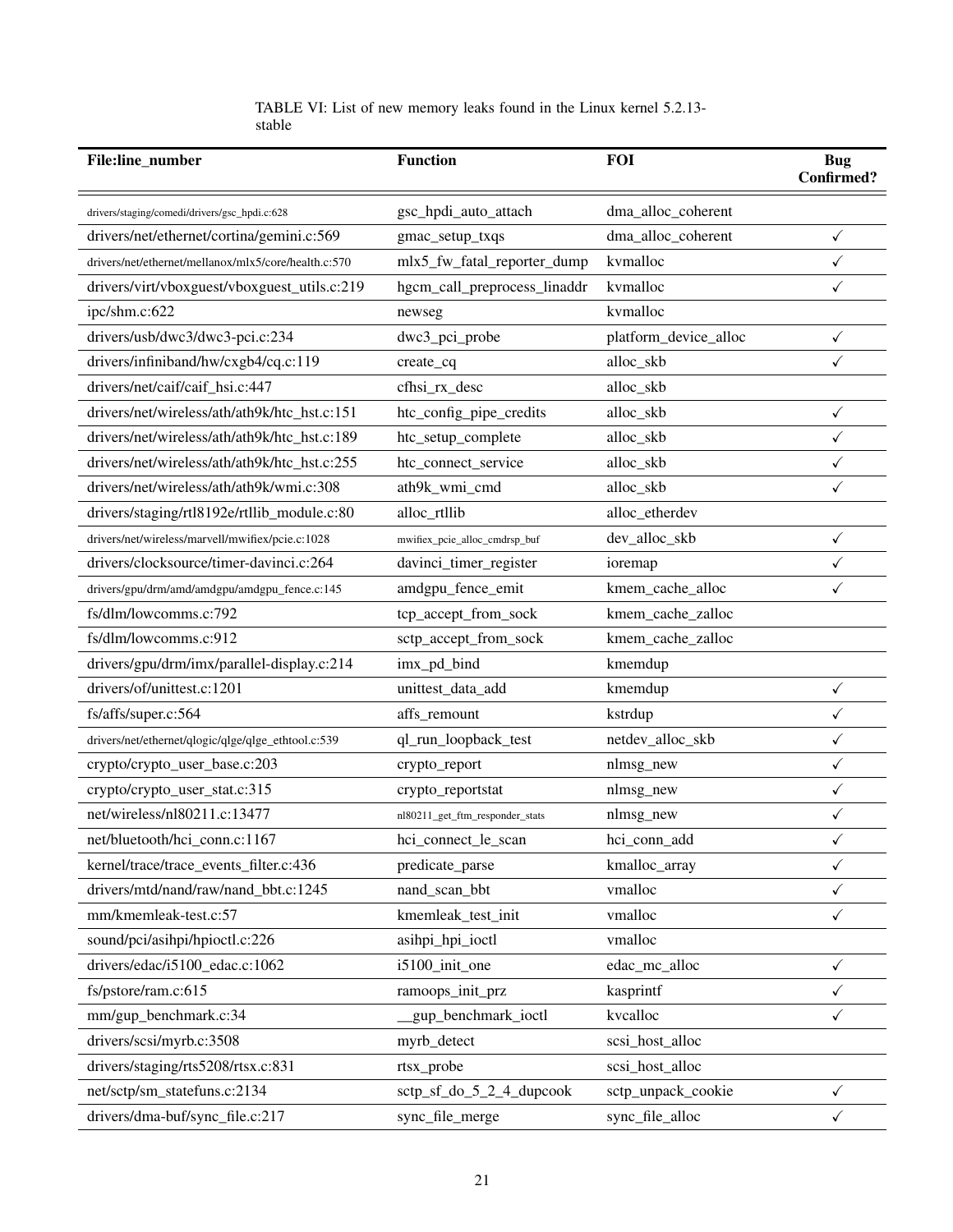TABLE VI: List of new memory leaks found in the Linux kernel 5.2.13-stable

| File:line_number | Function | FOI | Bug Confirmed? |
|---|---|---|---|
| drivers/staging/comedi/drivers/gsc_hpdi.c:628 | gsc_hpdi_auto_attach | dma_alloc_coherent | |
| drivers/net/ethernet/cortina/gemini.c:569 | gmac_setup_txqs | dma_alloc_coherent | ✓ |
| drivers/net/ethernet/mellanox/mlx5/core/health.c:570 | mlx5_fw_fatal_reporter_dump | kvmalloc | ✓ |
| drivers/virt/vboxguest/vboxguest_utils.c:219 | hgcm_call_preprocess_linaddr | kvmalloc | ✓ |
| ipc/shm.c:622 | newseg | kvmalloc | |
| drivers/usb/dwc3/dwc3-pci.c:234 | dwc3_pci_probe | platform_device_alloc | ✓ |
| drivers/infiniband/hw/cxgb4/cq.c:119 | create_cq | alloc_skb | ✓ |
| drivers/net/caif/caif_hsi.c:447 | cfhsi_rx_desc | alloc_skb | |
| drivers/net/wireless/ath/ath9k/htc_hst.c:151 | htc_config_pipe_credits | alloc_skb | ✓ |
| drivers/net/wireless/ath/ath9k/htc_hst.c:189 | htc_setup_complete | alloc_skb | ✓ |
| drivers/net/wireless/ath/ath9k/htc_hst.c:255 | htc_connect_service | alloc_skb | ✓ |
| drivers/net/wireless/ath/ath9k/wmi.c:308 | ath9k_wmi_cmd | alloc_skb | ✓ |
| drivers/staging/rtl8192e/rtllib_module.c:80 | alloc_rtllib | alloc_etherdev | |
| drivers/net/wireless/marvell/mwifiex/pcie.c:1028 | mwifiex_pcie_alloc_cmdrsp_buf | dev_alloc_skb | ✓ |
| drivers/clocksource/timer-davinci.c:264 | davinci_timer_register | ioremap | ✓ |
| drivers/gpu/drm/amd/amdgpu/amdgpu_fence.c:145 | amdgpu_fence_emit | kmem_cache_alloc | ✓ |
| fs/dlm/lowcomms.c:792 | tcp_accept_from_sock | kmem_cache_zalloc | |
| fs/dlm/lowcomms.c:912 | sctp_accept_from_sock | kmem_cache_zalloc | |
| drivers/gpu/drm/imx/parallel-display.c:214 | imx_pd_bind | kmemdup | |
| drivers/of/unittest.c:1201 | unittest_data_add | kmemdup | ✓ |
| fs/affs/super.c:564 | affs_remount | kstrdup | ✓ |
| drivers/net/ethernet/qlogic/qlge/qlge_ethtool.c:539 | ql_run_loopback_test | netdev_alloc_skb | ✓ |
| crypto/crypto_user_base.c:203 | crypto_report | nlmsg_new | ✓ |
| crypto/crypto_user_stat.c:315 | crypto_reportstat | nlmsg_new | ✓ |
| net/wireless/nl80211.c:13477 | nl80211_get_ftm_responder_stats | nlmsg_new | ✓ |
| net/bluetooth/hci_conn.c:1167 | hci_connect_le_scan | hci_conn_add | ✓ |
| kernel/trace/trace_events_filter.c:436 | predicate_parse | kmalloc_array | ✓ |
| drivers/mtd/nand/raw/nand_bbt.c:1245 | nand_scan_bbt | vmalloc | ✓ |
| mm/kmemleak-test.c:57 | kmemleak_test_init | vmalloc | ✓ |
| sound/pci/asihpi/hpioctl.c:226 | asihpi_hpi_ioctl | vmalloc | |
| drivers/edac/i5100_edac.c:1062 | i5100_init_one | edac_mc_alloc | ✓ |
| fs/pstore/ram.c:615 | ramoops_init_prz | kasprintf | ✓ |
| mm/gup_benchmark.c:34 | __gup_benchmark_ioctl | kvcalloc | ✓ |
| drivers/scsi/myrb.c:3508 | myrb_detect | scsi_host_alloc | |
| drivers/staging/rts5208/rtsx.c:831 | rtsx_probe | scsi_host_alloc | |
| net/sctp/sm_statefuns.c:2134 | sctp_sf_do_5_2_4_dupcook | sctp_unpack_cookie | ✓ |
| drivers/dma-buf/sync_file.c:217 | sync_file_merge | sync_file_alloc | ✓ |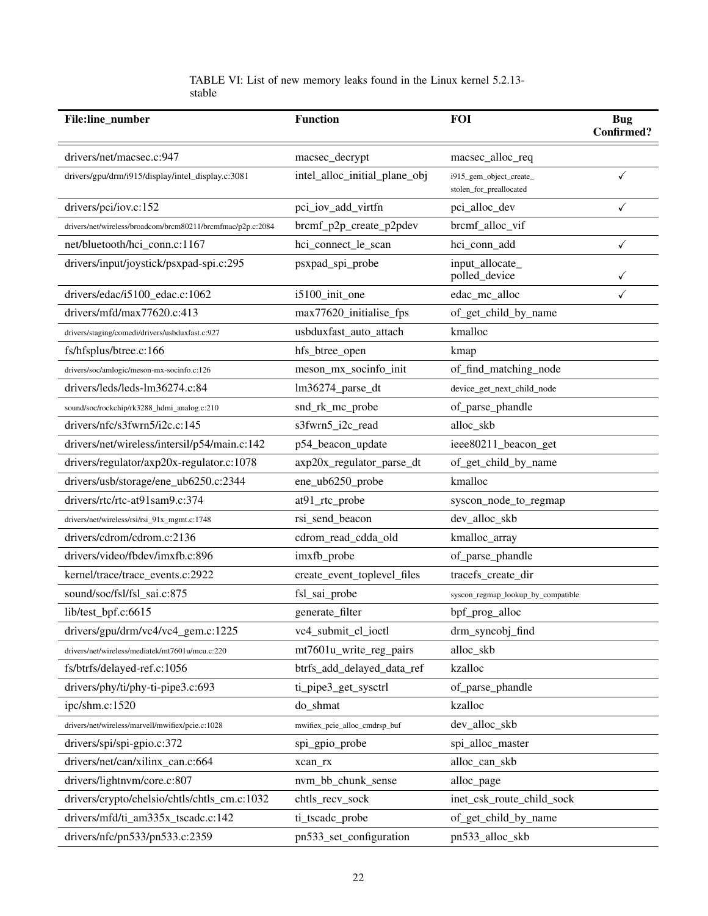TABLE VI: List of new memory leaks found in the Linux kernel 5.2.13-stable

| File:line_number | Function | FOI | Bug Confirmed? |
| --- | --- | --- | --- |
| drivers/net/macsec.c:947 | macsec_decrypt | macsec_alloc_req | |
| drivers/gpu/drm/i915/display/intel_display.c:3081 | intel_alloc_initial_plane_obj | i915_gem_object_create_stolen_for_preallocated | ✓ |
| drivers/pci/iov.c:152 | pci_iov_add_virtfn | pci_alloc_dev | ✓ |
| drivers/net/wireless/broadcom/brcm80211/brcmfmac/p2p.c:2084 | brcmf_p2p_create_p2pdev | brcmf_alloc_vif | |
| net/bluetooth/hci_conn.c:1167 | hci_connect_le_scan | hci_conn_add | ✓ |
| drivers/input/joystick/psxpad-spi.c:295 | psxpad_spi_probe | input_allocate_polled_device | ✓ |
| drivers/edac/i5100_edac.c:1062 | i5100_init_one | edac_mc_alloc | ✓ |
| drivers/mfd/max77620.c:413 | max77620_initialise_fps | of_get_child_by_name | |
| drivers/staging/comedi/drivers/usbduxfast.c:927 | usbduxfast_auto_attach | kmalloc | |
| fs/hfsplus/btree.c:166 | hfs_btree_open | kmap | |
| drivers/soc/amlogic/meson-mx-socinfo.c:126 | meson_mx_socinfo_init | of_find_matching_node | |
| drivers/leds/leds-lm36274.c:84 | lm36274_parse_dt | device_get_next_child_node | |
| sound/soc/rockchip/rk3288_hdmi_analog.c:210 | snd_rk_mc_probe | of_parse_phandle | |
| drivers/nfc/s3fwrn5/i2c.c:145 | s3fwrn5_i2c_read | alloc_skb | |
| drivers/net/wireless/intersil/p54/main.c:142 | p54_beacon_update | ieee80211_beacon_get | |
| drivers/regulator/axp20x-regulator.c:1078 | axp20x_regulator_parse_dt | of_get_child_by_name | |
| drivers/usb/storage/ene_ub6250.c:2344 | ene_ub6250_probe | kmalloc | |
| drivers/rtc/rtc-at91sam9.c:374 | at91_rtc_probe | syscon_node_to_regmap | |
| drivers/net/wireless/rsi/rsi_91x_mgmt.c:1748 | rsi_send_beacon | dev_alloc_skb | |
| drivers/cdrom/cdrom.c:2136 | cdrom_read_cdda_old | kmalloc_array | |
| drivers/video/fbdev/imxfb.c:896 | imxfb_probe | of_parse_phandle | |
| kernel/trace/trace_events.c:2922 | create_event_toplevel_files | tracefs_create_dir | |
| sound/soc/fsl/fsl_sai.c:875 | fsl_sai_probe | syscon_regmap_lookup_by_compatible | |
| lib/test_bpf.c:6615 | generate_filter | bpf_prog_alloc | |
| drivers/gpu/drm/vc4/vc4_gem.c:1225 | vc4_submit_cl_ioctl | drm_syncobj_find | |
| drivers/net/wireless/mediatek/mt7601u/mcu.c:220 | mt7601u_write_reg_pairs | alloc_skb | |
| fs/btrfs/delayed-ref.c:1056 | btrfs_add_delayed_data_ref | kzalloc | |
| drivers/phy/ti/phy-ti-pipe3.c:693 | ti_pipe3_get_sysctrl | of_parse_phandle | |
| ipc/shm.c:1520 | do_shmat | kzalloc | |
| drivers/net/wireless/marvell/mwifiex/pcie.c:1028 | mwifiex_pcie_alloc_cmdrsp_buf | dev_alloc_skb | |
| drivers/spi/spi-gpio.c:372 | spi_gpio_probe | spi_alloc_master | |
| drivers/net/can/xilinx_can.c:664 | xcan_rx | alloc_can_skb | |
| drivers/lightnvm/core.c:807 | nvm_bb_chunk_sense | alloc_page | |
| drivers/crypto/chelsio/chtls/chtls_cm.c:1032 | chtls_recv_sock | inet_csk_route_child_sock | |
| drivers/mfd/ti_am335x_tscadc.c:142 | ti_tscadc_probe | of_get_child_by_name | |
| drivers/nfc/pn533/pn533.c:2359 | pn533_set_configuration | pn533_alloc_skb | |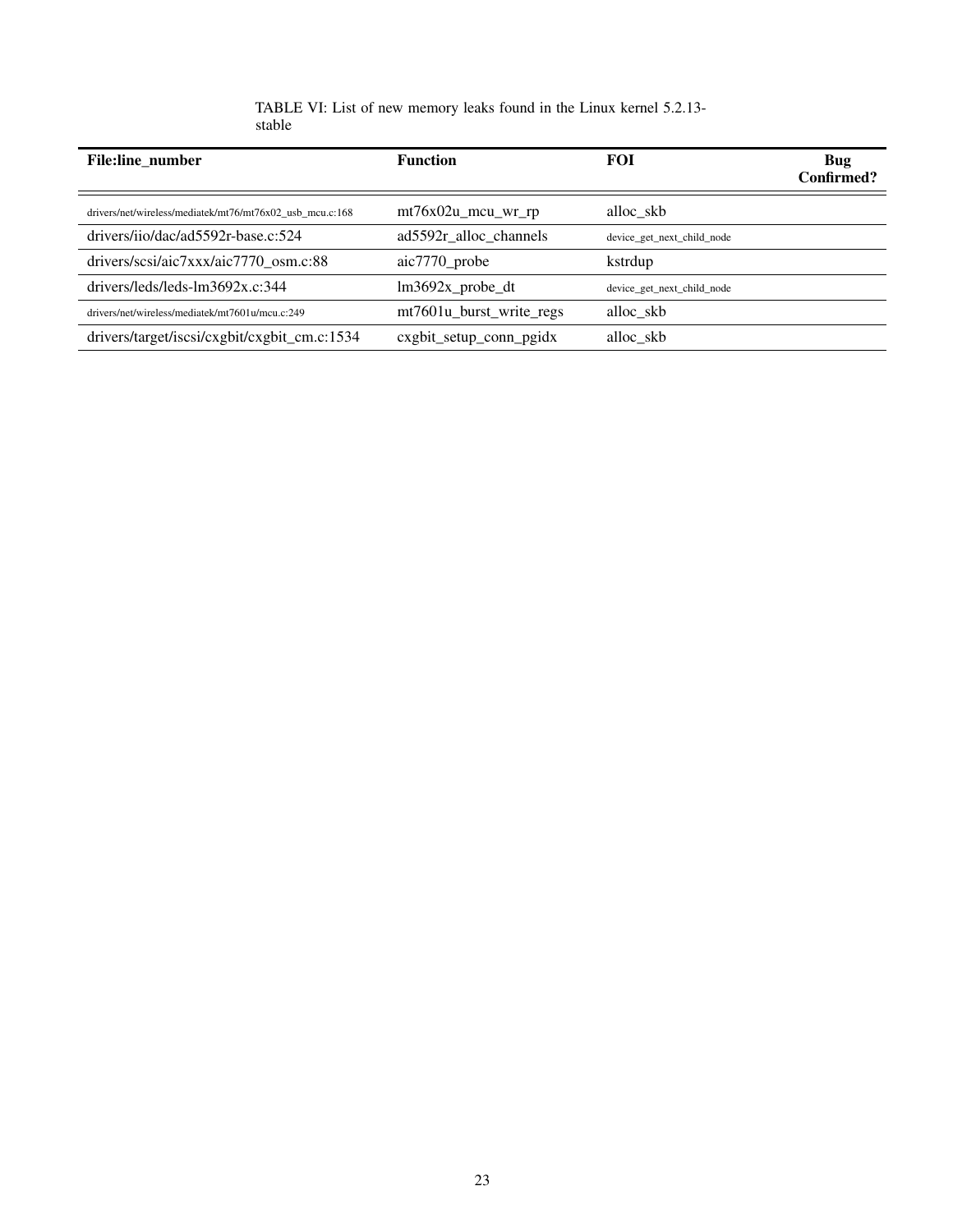TABLE VI: List of new memory leaks found in the Linux kernel 5.2.13-stable

| File:line_number | Function | FOI | Bug Confirmed? |
|---|---|---|---|
| drivers/net/wireless/mediatek/mt76/mt76x02_usb_mcu.c:168 | mt76x02u_mcu_wr_rp | alloc_skb | |
| drivers/iio/dac/ad5592r-base.c:524 | ad5592r_alloc_channels | device_get_next_child_node | |
| drivers/scsi/aic7xxx/aic7770_osm.c:88 | aic7770_probe | kstrdup | |
| drivers/leds/leds-lm3692x.c:344 | lm3692x_probe_dt | device_get_next_child_node | |
| drivers/net/wireless/mediatek/mt7601u/mcu.c:249 | mt7601u_burst_write_regs | alloc_skb | |
| drivers/target/iscsi/cxgbit/cxgbit_cm.c:1534 | cxgbit_setup_conn_pgidx | alloc_skb | |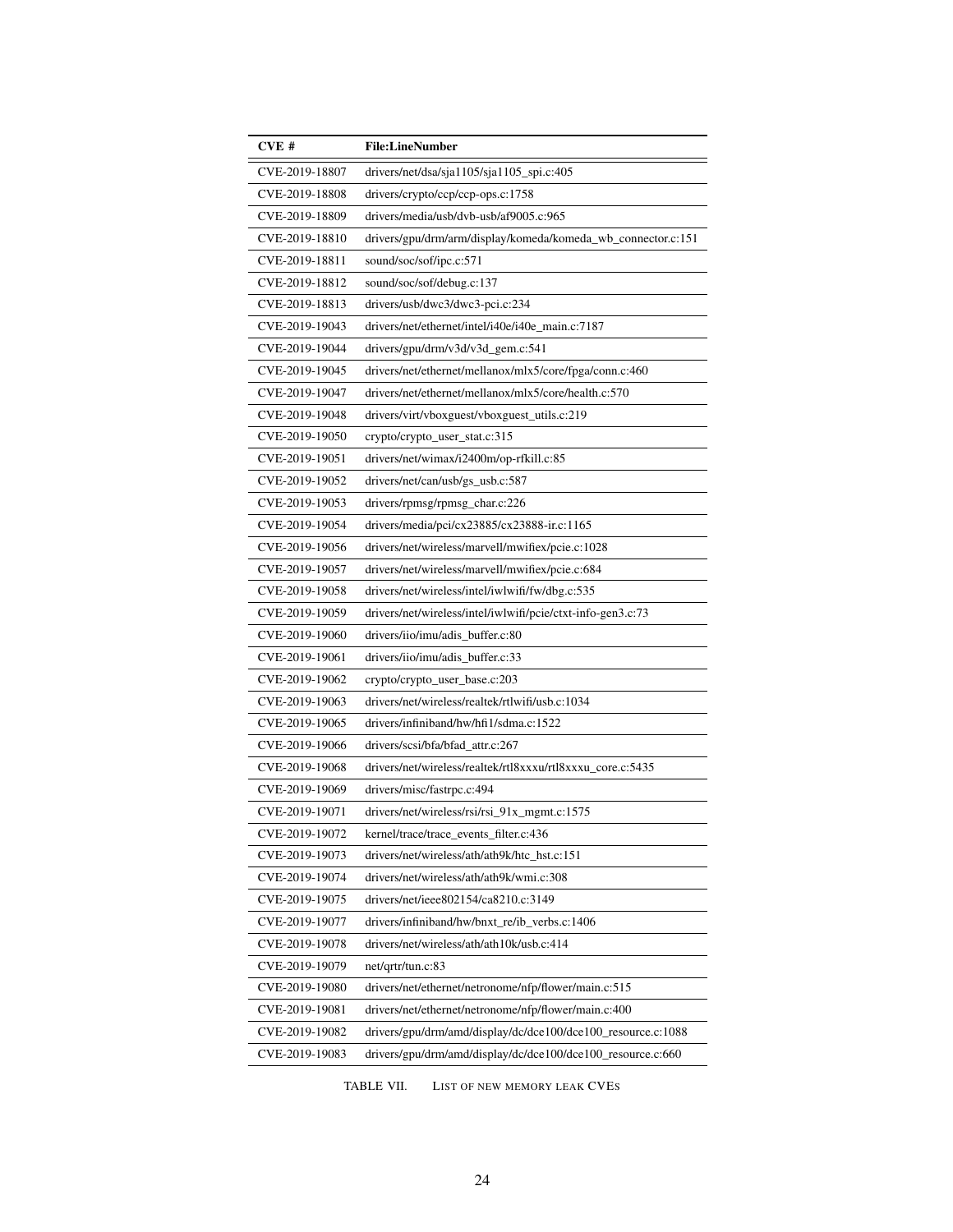| CVE # | File:LineNumber |
|---|---|
| CVE-2019-18807 | drivers/net/dsa/sja1105/sja1105_spi.c:405 |
| CVE-2019-18808 | drivers/crypto/ccp/ccp-ops.c:1758 |
| CVE-2019-18809 | drivers/media/usb/dvb-usb/af9005.c:965 |
| CVE-2019-18810 | drivers/gpu/drm/arm/display/komeda/komeda_wb_connector.c:151 |
| CVE-2019-18811 | sound/soc/sof/ipc.c:571 |
| CVE-2019-18812 | sound/soc/sof/debug.c:137 |
| CVE-2019-18813 | drivers/usb/dwc3/dwc3-pci.c:234 |
| CVE-2019-19043 | drivers/net/ethernet/intel/i40e/i40e_main.c:7187 |
| CVE-2019-19044 | drivers/gpu/drm/v3d/v3d_gem.c:541 |
| CVE-2019-19045 | drivers/net/ethernet/mellanox/mlx5/core/fpga/conn.c:460 |
| CVE-2019-19047 | drivers/net/ethernet/mellanox/mlx5/core/health.c:570 |
| CVE-2019-19048 | drivers/virt/vboxguest/vboxguest_utils.c:219 |
| CVE-2019-19050 | crypto/crypto_user_stat.c:315 |
| CVE-2019-19051 | drivers/net/wimax/i2400m/op-rfkill.c:85 |
| CVE-2019-19052 | drivers/net/can/usb/gs_usb.c:587 |
| CVE-2019-19053 | drivers/rpmsg/rpmsg_char.c:226 |
| CVE-2019-19054 | drivers/media/pci/cx23885/cx23888-ir.c:1165 |
| CVE-2019-19056 | drivers/net/wireless/marvell/mwifiex/pcie.c:1028 |
| CVE-2019-19057 | drivers/net/wireless/marvell/mwifiex/pcie.c:684 |
| CVE-2019-19058 | drivers/net/wireless/intel/iwlwifi/fw/dbg.c:535 |
| CVE-2019-19059 | drivers/net/wireless/intel/iwlwifi/pcie/ctxt-info-gen3.c:73 |
| CVE-2019-19060 | drivers/iio/imu/adis_buffer.c:80 |
| CVE-2019-19061 | drivers/iio/imu/adis_buffer.c:33 |
| CVE-2019-19062 | crypto/crypto_user_base.c:203 |
| CVE-2019-19063 | drivers/net/wireless/realtek/rtlwifi/usb.c:1034 |
| CVE-2019-19065 | drivers/infiniband/hw/hfi1/sdma.c:1522 |
| CVE-2019-19066 | drivers/scsi/bfa/bfad_attr.c:267 |
| CVE-2019-19068 | drivers/net/wireless/realtek/rtl8xxxu/rtl8xxxu_core.c:5435 |
| CVE-2019-19069 | drivers/misc/fastrpc.c:494 |
| CVE-2019-19071 | drivers/net/wireless/rsi/rsi_91x_mgmt.c:1575 |
| CVE-2019-19072 | kernel/trace/trace_events_filter.c:436 |
| CVE-2019-19073 | drivers/net/wireless/ath/ath9k/htc_hst.c:151 |
| CVE-2019-19074 | drivers/net/wireless/ath/ath9k/wmi.c:308 |
| CVE-2019-19075 | drivers/net/ieee802154/ca8210.c:3149 |
| CVE-2019-19077 | drivers/infiniband/hw/bnxt_re/ib_verbs.c:1406 |
| CVE-2019-19078 | drivers/net/wireless/ath/ath10k/usb.c:414 |
| CVE-2019-19079 | net/qrtr/tun.c:83 |
| CVE-2019-19080 | drivers/net/ethernet/netronome/nfp/flower/main.c:515 |
| CVE-2019-19081 | drivers/net/ethernet/netronome/nfp/flower/main.c:400 |
| CVE-2019-19082 | drivers/gpu/drm/amd/display/dc/dce100/dce100_resource.c:1088 |
| CVE-2019-19083 | drivers/gpu/drm/amd/display/dc/dce100/dce100_resource.c:660 |

TABLE VII. LIST OF NEW MEMORY LEAK CVES